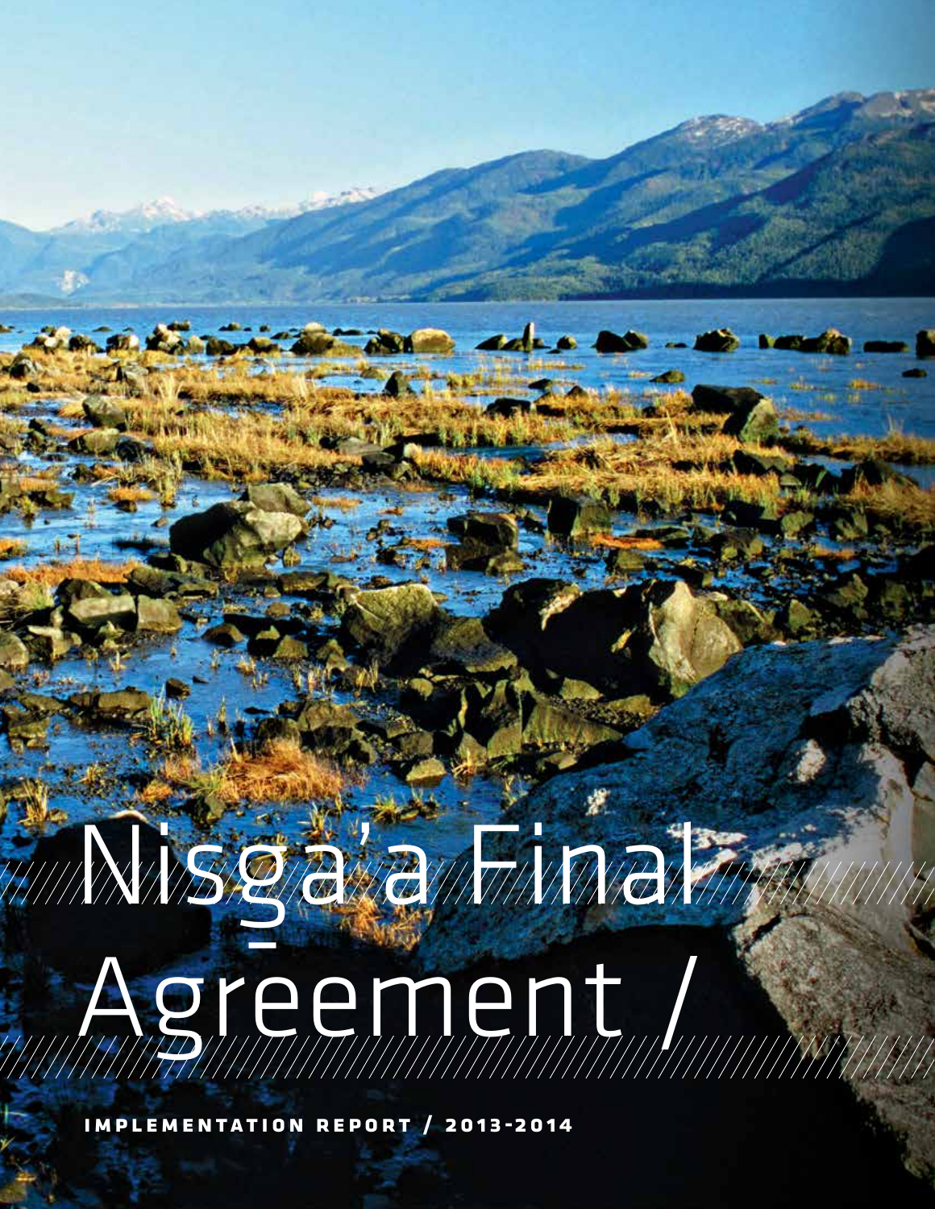# Nisg̱a'a Final Agreement /

**IMPLEMENTATION REPORT / 2013-2014**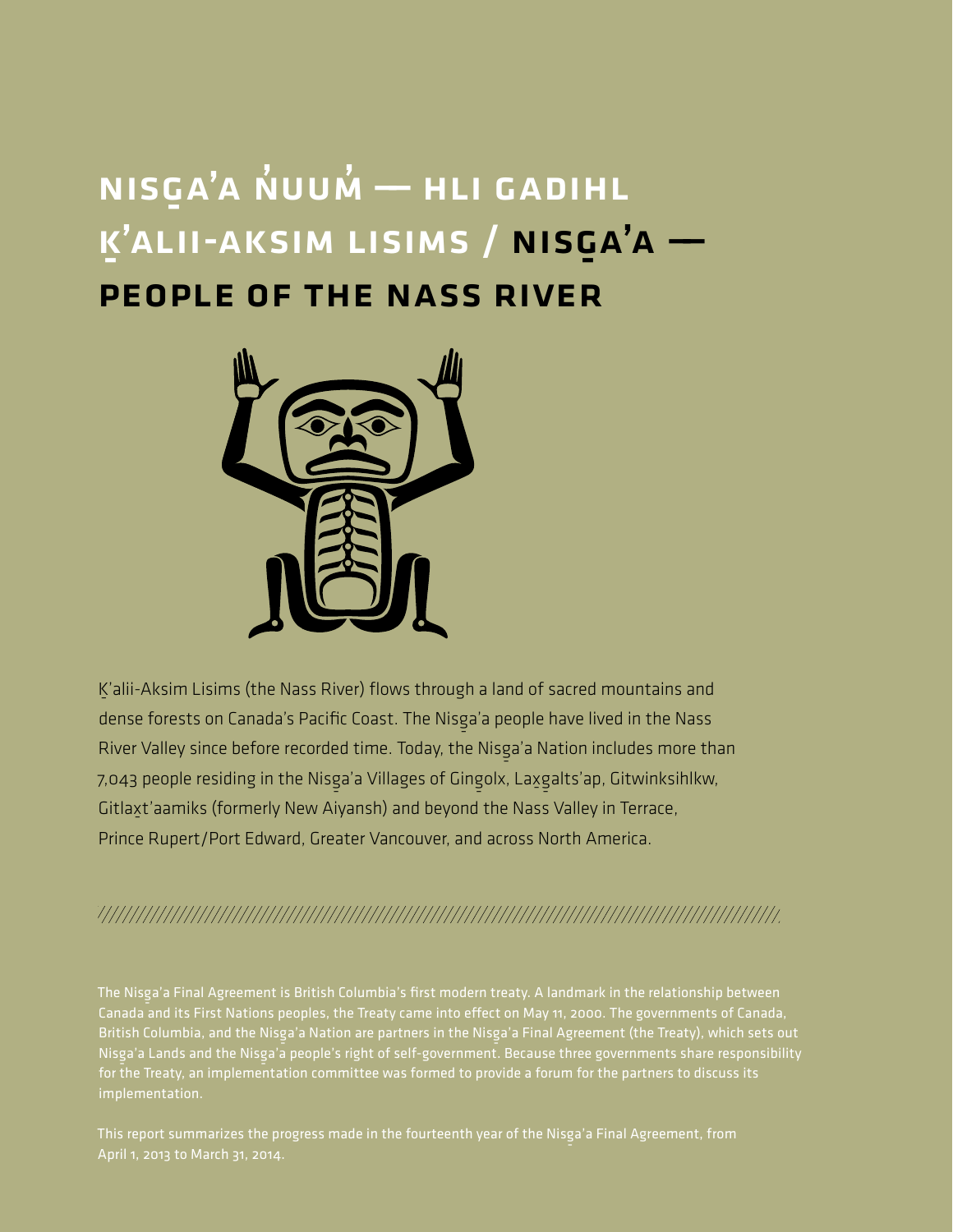# NISG̱A'A ŃUUM̓ — HLI GADIHL K̲'ALII-AKSIM LISIMS / NISG̱A'A — PEOPLE OF THE NASS RIVER

K̲'alii-Aksim Lisims (the Nass River) flows through a land of sacred mountains and dense forests on Canada's Pacific Coast. The Nisg̱a'a people have lived in the Nass River Valley since before recorded time. Today, the Nisg̱a'a Nation includes more than 7,043 people residing in the Nisg̱a'a Villages of Gingolx, Lax̱g̱alts'ap, Gitwinksihlkw, Gitlax̱t'aamiks (formerly New Aiyansh) and beyond the Nass Valley in Terrace, Prince Rupert/Port Edward, Greater Vancouver, and across North America.

The Nisg̱a'a Final Agreement is British Columbia's first modern treaty. A landmark in the relationship between Canada and its First Nations peoples, the Treaty came into effect on May 11, 2000. The governments of Canada, British Columbia, and the Nisg̱a'a Nation are partners in the Nisg̱a'a Final Agreement (the Treaty), which sets out Nisg̱a'a Lands and the Nisg̱a'a people's right of self-government. Because three governments share responsibility for the Treaty, an implementation committee was formed to provide a forum for the partners to discuss its implementation.

This report summarizes the progress made in the fourteenth year of the Nisg̱a'a Final Agreement, from April 1, 2013 to March 31, 2014.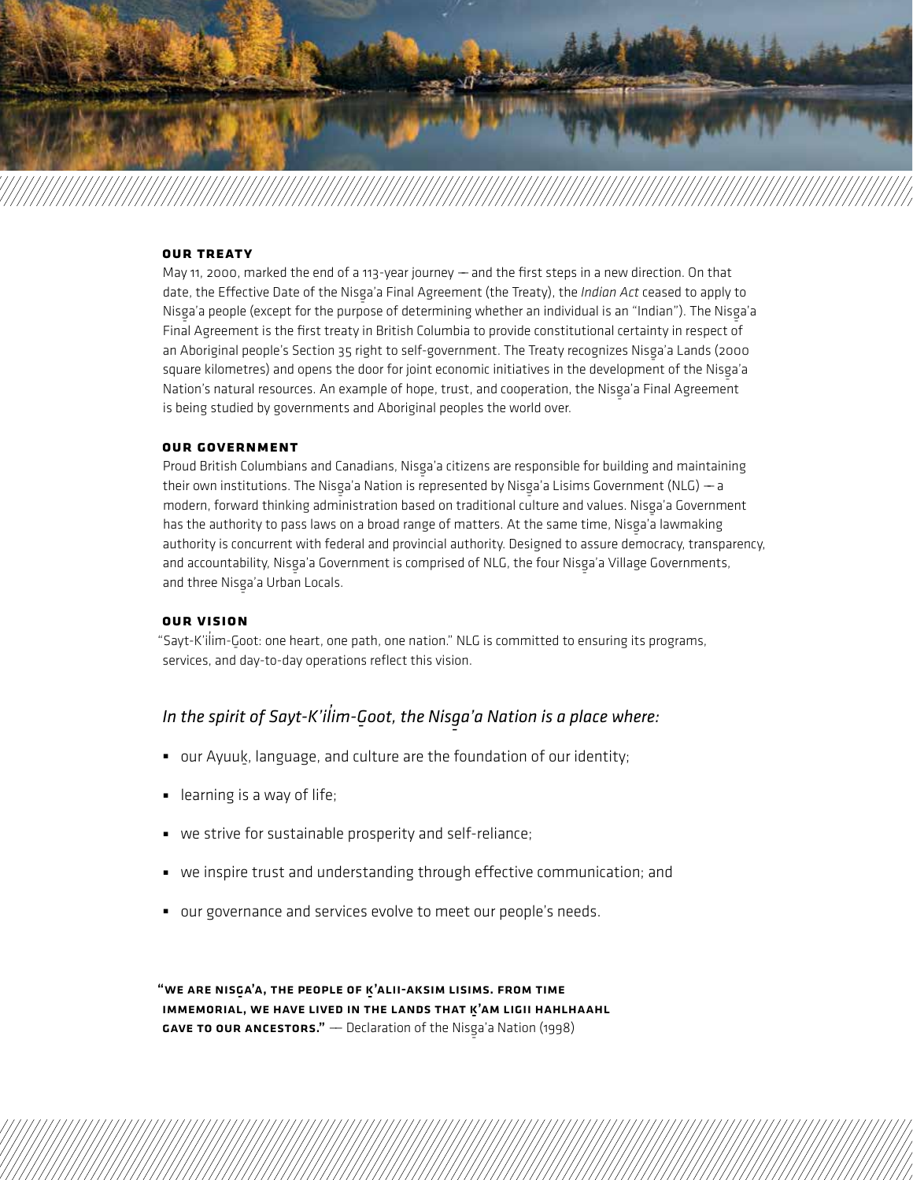### OUR TREATY

May 11, 2000, marked the end of a 113-year journey — and the first steps in a new direction. On that date, the Effective Date of the Nisg̱a'a Final Agreement (the Treaty), the *Indian Act* ceased to apply to Nisg̱a'a people (except for the purpose of determining whether an individual is an "Indian"). The Nisg̱a'a Final Agreement is the first treaty in British Columbia to provide constitutional certainty in respect of an Aboriginal people's Section 35 right to self-government. The Treaty recognizes Nisg̱a'a Lands (2000 square kilometres) and opens the door for joint economic initiatives in the development of the Nisg̱a'a Nation's natural resources. An example of hope, trust, and cooperation, the Nisg̱a'a Final Agreement is being studied by governments and Aboriginal peoples the world over.

### OUR GOVERNMENT

Proud British Columbians and Canadians, Nisg̱a'a citizens are responsible for building and maintaining their own institutions. The Nisg̱a'a Nation is represented by Nisg̱a'a Lisims Government (NLG) — a modern, forward thinking administration based on traditional culture and values. Nisg̱a'a Government has the authority to pass laws on a broad range of matters. At the same time, Nisg̱a'a lawmaking authority is concurrent with federal and provincial authority. Designed to assure democracy, transparency, and accountability, Nisg̱a'a Government is comprised of NLG, the four Nisg̱a'a Village Governments, and three Nisg̱a'a Urban Locals.

### OUR VISION

"Sayt-K'il̓im-G̱oot: one heart, one path, one nation." NLG is committed to ensuring its programs, services, and day-to-day operations reflect this vision.

*In the spirit of Sayt-K'il̓im-G̱oot, the Nisg̱a'a Nation is a place where:*

- our Ayuuk̲, language, and culture are the foundation of our identity;
- learning is a way of life;
- we strive for sustainable prosperity and self-reliance;
- we inspire trust and understanding through effective communication; and
- our governance and services evolve to meet our people's needs.

**"WE ARE NISG̱A'A, THE PEOPLE OF K̲'ALII-AKSIM LISIMS. FROM TIME IMMEMORIAL, WE HAVE LIVED IN THE LANDS THAT K̲'AM LIGII HAHLHAAHL GAVE TO OUR ANCESTORS."** — Declaration of the Nisg̱a'a Nation (1998)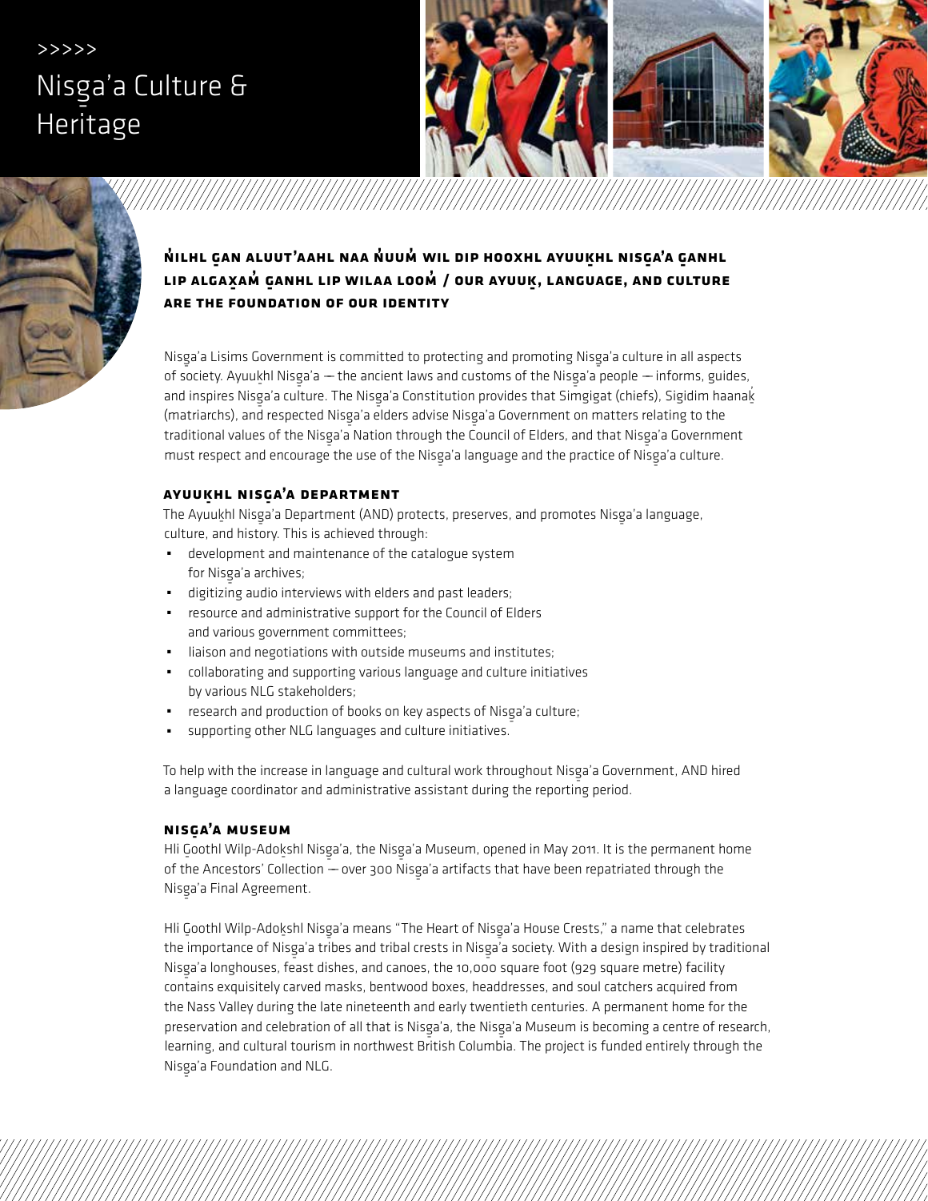>>>>>

# Nisg̱a'a Culture & Heritage

## N̓ILHL G̱AN ALUUT'AAHL NAA N̓UUM̓ WIL DIP HOOXHL AYUUK̲HL NISG̱A'A G̱ANHL LIP ALGAX̱AM̓ G̱ANHL LIP WILAA LOOM̓ / OUR AYUUK̲, LANGUAGE, AND CULTURE ARE THE FOUNDATION OF OUR IDENTITY

Nisg̱a'a Lisims Government is committed to protecting and promoting Nisg̱a'a culture in all aspects of society. Ayuuk̲hl Nisg̱a'a — the ancient laws and customs of the Nisg̱a'a people — informs, guides, and inspires Nisg̱a'a culture. The Nisg̱a'a Constitution provides that Simgigat (chiefs), Sigidim haanak̓ (matriarchs), and respected Nisg̱a'a elders advise Nisg̱a'a Government on matters relating to the traditional values of the Nisg̱a'a Nation through the Council of Elders, and that Nisg̱a'a Government must respect and encourage the use of the Nisg̱a'a language and the practice of Nisg̱a'a culture.

### AYUUK̲HL NISG̱A'A DEPARTMENT

The Ayuuk̲hl Nisg̱a'a Department (AND) protects, preserves, and promotes Nisg̱a'a language, culture, and history. This is achieved through:

- development and maintenance of the catalogue system for Nisg̱a'a archives;
- digitizing audio interviews with elders and past leaders;
- resource and administrative support for the Council of Elders and various government committees;
- liaison and negotiations with outside museums and institutes;
- collaborating and supporting various language and culture initiatives by various NLG stakeholders;
- research and production of books on key aspects of Nisg̱a'a culture;
- supporting other NLG languages and culture initiatives.

To help with the increase in language and cultural work throughout Nisg̱a'a Government, AND hired a language coordinator and administrative assistant during the reporting period.

### NISG̱A'A MUSEUM

Hli G̱oothl Wilp-Adok̲shl Nisg̱a'a, the Nisg̱a'a Museum, opened in May 2011. It is the permanent home of the Ancestors' Collection — over 300 Nisg̱a'a artifacts that have been repatriated through the Nisg̱a'a Final Agreement.

Hli G̱oothl Wilp-Adok̲shl Nisg̱a'a means "The Heart of Nisg̱a'a House Crests," a name that celebrates the importance of Nisg̱a'a tribes and tribal crests in Nisg̱a'a society. With a design inspired by traditional Nisg̱a'a longhouses, feast dishes, and canoes, the 10,000 square foot (929 square metre) facility contains exquisitely carved masks, bentwood boxes, headdresses, and soul catchers acquired from the Nass Valley during the late nineteenth and early twentieth centuries. A permanent home for the preservation and celebration of all that is Nisg̱a'a, the Nisg̱a'a Museum is becoming a centre of research, learning, and cultural tourism in northwest British Columbia. The project is funded entirely through the Nisg̱a'a Foundation and NLG.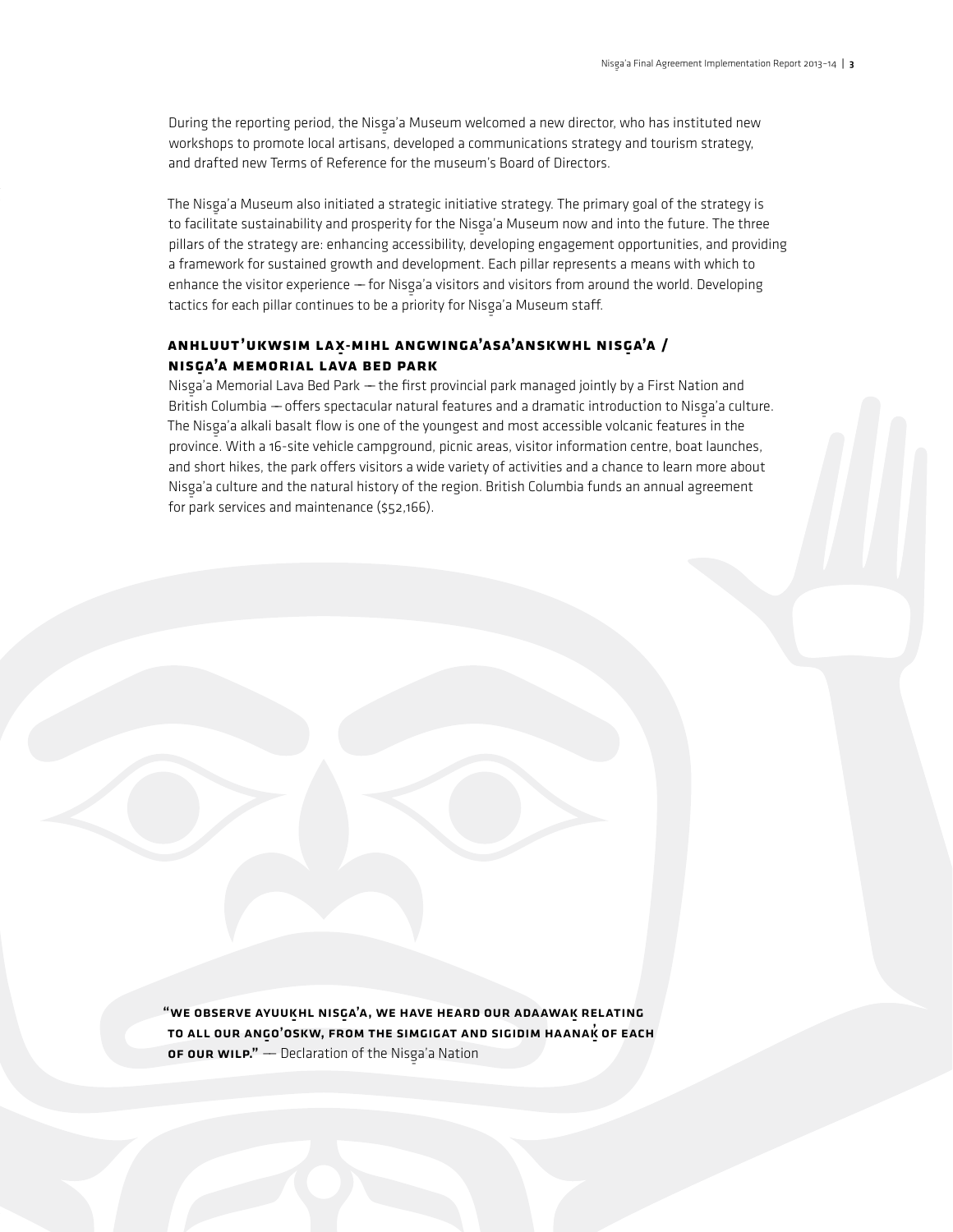During the reporting period, the Nisg̱a'a Museum welcomed a new director, who has instituted new workshops to promote local artisans, developed a communications strategy and tourism strategy, and drafted new Terms of Reference for the museum's Board of Directors.

The Nisg̱a'a Museum also initiated a strategic initiative strategy. The primary goal of the strategy is to facilitate sustainability and prosperity for the Nisg̱a'a Museum now and into the future. The three pillars of the strategy are: enhancing accessibility, developing engagement opportunities, and providing a framework for sustained growth and development. Each pillar represents a means with which to enhance the visitor experience — for Nisg̱a'a visitors and visitors from around the world. Developing tactics for each pillar continues to be a priority for Nisg̱a'a Museum staff.

## Anhluut'ukwsim Lax̱-mihl Angwinga'asa'anskwhl Nisg̱a'a / Nisg̱a'a Memorial Lava Bed Park

Nisg̱a'a Memorial Lava Bed Park — the first provincial park managed jointly by a First Nation and British Columbia — offers spectacular natural features and a dramatic introduction to Nisg̱a'a culture. The Nisg̱a'a alkali basalt flow is one of the youngest and most accessible volcanic features in the province. With a 16-site vehicle campground, picnic areas, visitor information centre, boat launches, and short hikes, the park offers visitors a wide variety of activities and a chance to learn more about Nisg̱a'a culture and the natural history of the region. British Columbia funds an annual agreement for park services and maintenance ($52,166).

**"We observe Ayuuk̲hl Nisg̱a'a, we have heard our Adaawak̲ relating to all our Ang̱o'oskw, from the Simgigat and Sigidim Haanak̲' of each of our Wilp."** — Declaration of the Nisg̱a'a Nation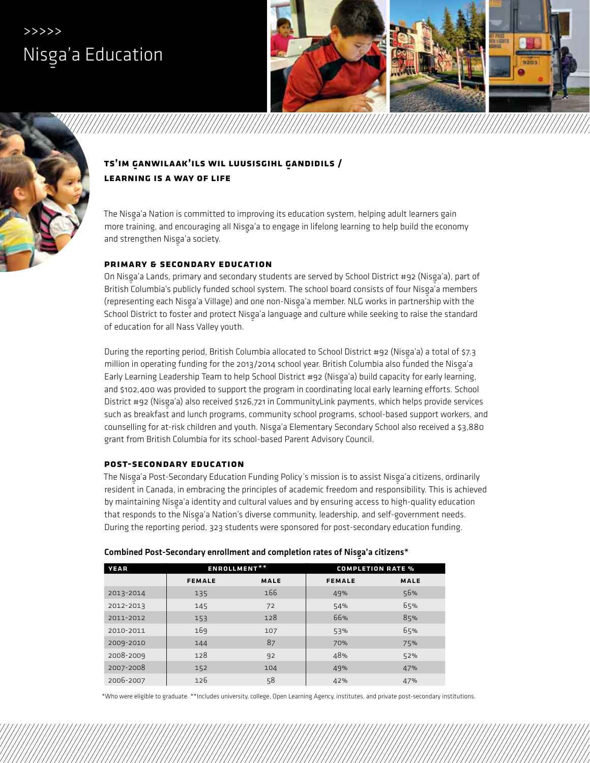>>>>>

# Nisga'a Education

## TS'IM GANWILAAK'ILS WIL LUUSISGIHL GANDIDILS / LEARNING IS A WAY OF LIFE

The Nisga'a Nation is committed to improving its education system, helping adult learners gain more training, and encouraging all Nisga'a to engage in lifelong learning to help build the economy and strengthen Nisga'a society.

### PRIMARY & SECONDARY EDUCATION

On Nisga'a Lands, primary and secondary students are served by School District #92 (Nisga'a), part of British Columbia's publicly funded school system. The school board consists of four Nisga'a members (representing each Nisga'a Village) and one non-Nisga'a member. NLG works in partnership with the School District to foster and protect Nisga'a language and culture while seeking to raise the standard of education for all Nass Valley youth.

During the reporting period, British Columbia allocated to School District #92 (Nisga'a) a total of $7.3 million in operating funding for the 2013/2014 school year. British Columbia also funded the Nisga'a Early Learning Leadership Team to help School District #92 (Nisga'a) build capacity for early learning, and $102,400 was provided to support the program in coordinating local early learning efforts. School District #92 (Nisga'a) also received $126,721 in CommunityLink payments, which helps provide services such as breakfast and lunch programs, community school programs, school-based support workers, and counselling for at-risk children and youth. Nisga'a Elementary Secondary School also received a $3,880 grant from British Columbia for its school-based Parent Advisory Council.

### POST-SECONDARY EDUCATION

The Nisga'a Post-Secondary Education Funding Policy's mission is to assist Nisga'a citizens, ordinarily resident in Canada, in embracing the principles of academic freedom and responsibility. This is achieved by maintaining Nisga'a identity and cultural values and by ensuring access to high-quality education that responds to the Nisga'a Nation's diverse community, leadership, and self-government needs. During the reporting period, 323 students were sponsored for post-secondary education funding.

**Combined Post-Secondary enrollment and completion rates of Nisga'a citizens***

| YEAR | ENROLLMENT** | | COMPLETION RATE % | |
|---|---|---|---|---|
| | FEMALE | MALE | FEMALE | MALE |
| 2013-2014 | 135 | 166 | 49% | 56% |
| 2012-2013 | 145 | 72 | 54% | 65% |
| 2011-2012 | 153 | 128 | 66% | 85% |
| 2010-2011 | 169 | 107 | 53% | 65% |
| 2009-2010 | 144 | 87 | 70% | 75% |
| 2008-2009 | 128 | 92 | 48% | 52% |
| 2007-2008 | 152 | 104 | 49% | 47% |
| 2006-2007 | 126 | 58 | 42% | 47% |

*Who were eligible to graduate. **Includes university, college, Open Learning Agency, institutes, and private post-secondary institutions.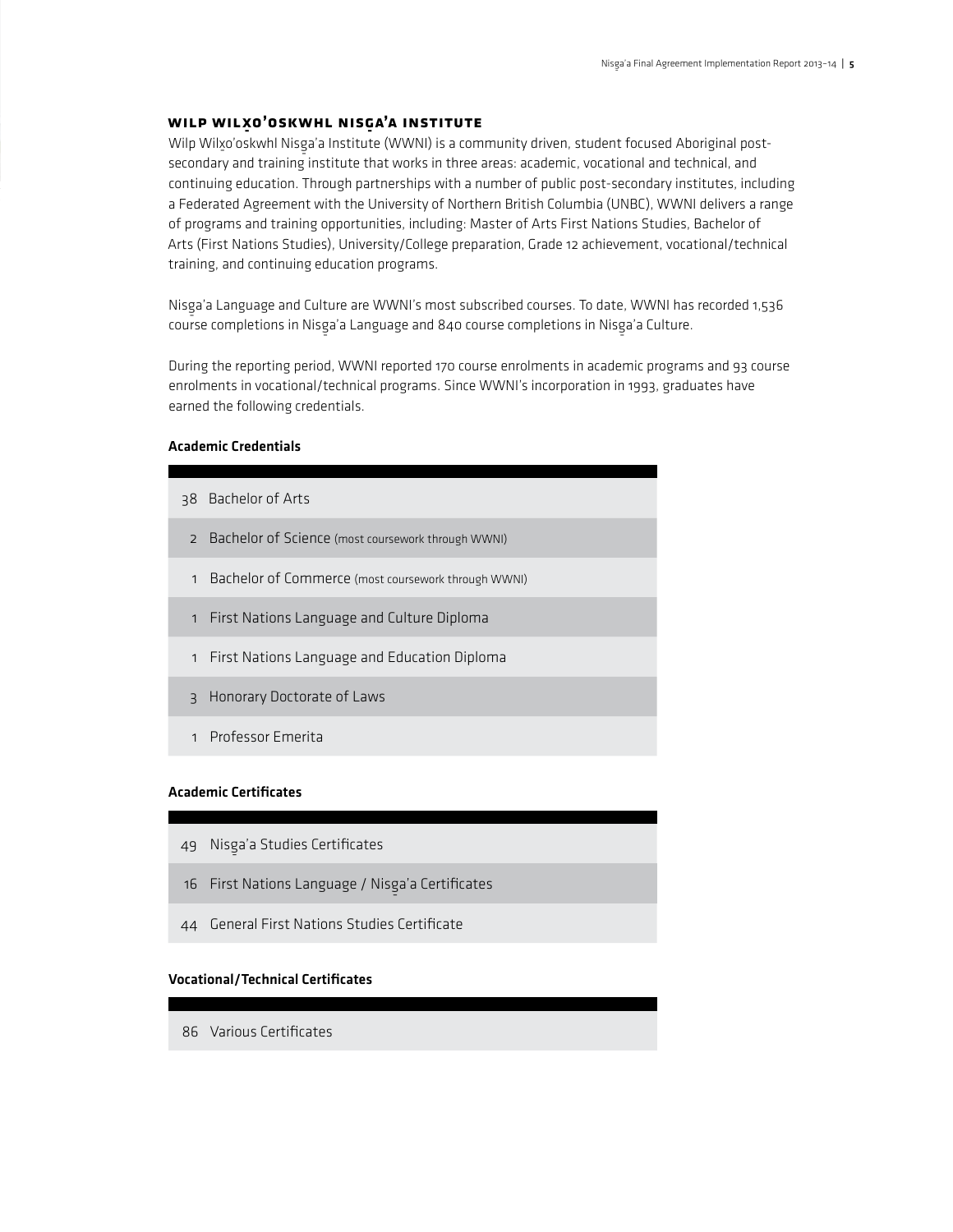## WILP WILX̱O'OSKWHL NISG̱A'A INSTITUTE

Wilp Wilx̱o'oskwhl Nisg̱a'a Institute (WWNI) is a community driven, student focused Aboriginal post-secondary and training institute that works in three areas: academic, vocational and technical, and continuing education. Through partnerships with a number of public post-secondary institutes, including a Federated Agreement with the University of Northern British Columbia (UNBC), WWNI delivers a range of programs and training opportunities, including: Master of Arts First Nations Studies, Bachelor of Arts (First Nations Studies), University/College preparation, Grade 12 achievement, vocational/technical training, and continuing education programs.

Nisg̱a'a Language and Culture are WWNI's most subscribed courses. To date, WWNI has recorded 1,536 course completions in Nisg̱a'a Language and 840 course completions in Nisg̱a'a Culture.

During the reporting period, WWNI reported 170 course enrolments in academic programs and 93 course enrolments in vocational/technical programs. Since WWNI's incorporation in 1993, graduates have earned the following credentials.

**Academic Credentials**

| | |
|---|---|
| 38 | Bachelor of Arts |
| 2 | Bachelor of Science (most coursework through WWNI) |
| 1 | Bachelor of Commerce (most coursework through WWNI) |
| 1 | First Nations Language and Culture Diploma |
| 1 | First Nations Language and Education Diploma |
| 3 | Honorary Doctorate of Laws |
| 1 | Professor Emerita |

**Academic Certificates**

| | |
|---|---|
| 49 | Nisg̱a'a Studies Certificates |
| 16 | First Nations Language / Nisg̱a'a Certificates |
| 44 | General First Nations Studies Certificate |

**Vocational/Technical Certificates**

| | |
|---|---|
| 86 | Various Certificates |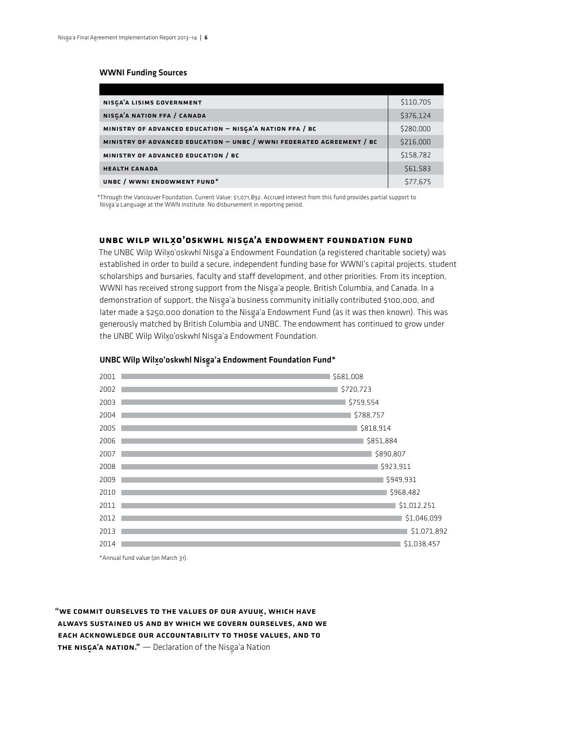### WWNI Funding Sources

| | |
|---|---|
| NISG̱A'A LISIMS GOVERNMENT | $110,705 |
| NISG̱A'A NATION FFA / CANADA | $376,124 |
| MINISTRY OF ADVANCED EDUCATION — NISG̱A'A NATION FFA / BC | $280,000 |
| MINISTRY OF ADVANCED EDUCATION — UNBC / WWNI FEDERATED AGREEMENT / BC | $216,000 |
| MINISTRY OF ADVANCED EDUCATION / BC | $158,782 |
| HEALTH CANADA | $61,583 |
| UNBC / WWNI ENDOWMENT FUND* | $77,675 |

*Through the Vancouver Foundation. Current Value: $1,071,892. Accrued interest from this fund provides partial support to Nisg̱a'a Language at the WWN Institute. No disbursement in reporting period.

## UNBC WILP WILX̱O'OSKWHL NISG̱A'A ENDOWMENT FOUNDATION FUND

The UNBC Wilp Wilx̱o'oskwhl Nisg̱a'a Endowment Foundation (a registered charitable society) was established in order to build a secure, independent funding base for WWNI's capital projects, student scholarships and bursaries, faculty and staff development, and other priorities. From its inception, WWNI has received strong support from the Nisg̱a'a people, British Columbia, and Canada. In a demonstration of support, the Nisg̱a'a business community initially contributed $100,000, and later made a $250,000 donation to the Nisg̱a'a Endowment Fund (as it was then known). This was generously matched by British Columbia and UNBC. The endowment has continued to grow under the UNBC Wilp Wilx̱o'oskwhl Nisg̱a'a Endowment Foundation.

### UNBC Wilp Wilx̱o'oskwhl Nisg̱a'a Endowment Foundation Fund*

2001 $681,008
2002 $720,723
2003 $759,554
2004 $788,757
2005 $818,914
2006 $851,884
2007 $890,807
2008 $923,911
2009 $949,931
2010 $968,482
2011 $1,012,251
2012 $1,046,099
2013 $1,071,892
2014 $1,038,457

*Annual fund value (on March 31).

**"WE COMMIT OURSELVES TO THE VALUES OF OUR AYUUK̲, WHICH HAVE ALWAYS SUSTAINED US AND BY WHICH WE GOVERN OURSELVES, AND WE EACH ACKNOWLEDGE OUR ACCOUNTABILITY TO THOSE VALUES, AND TO THE NISG̱A'A NATION."** — Declaration of the Nisg̱a'a Nation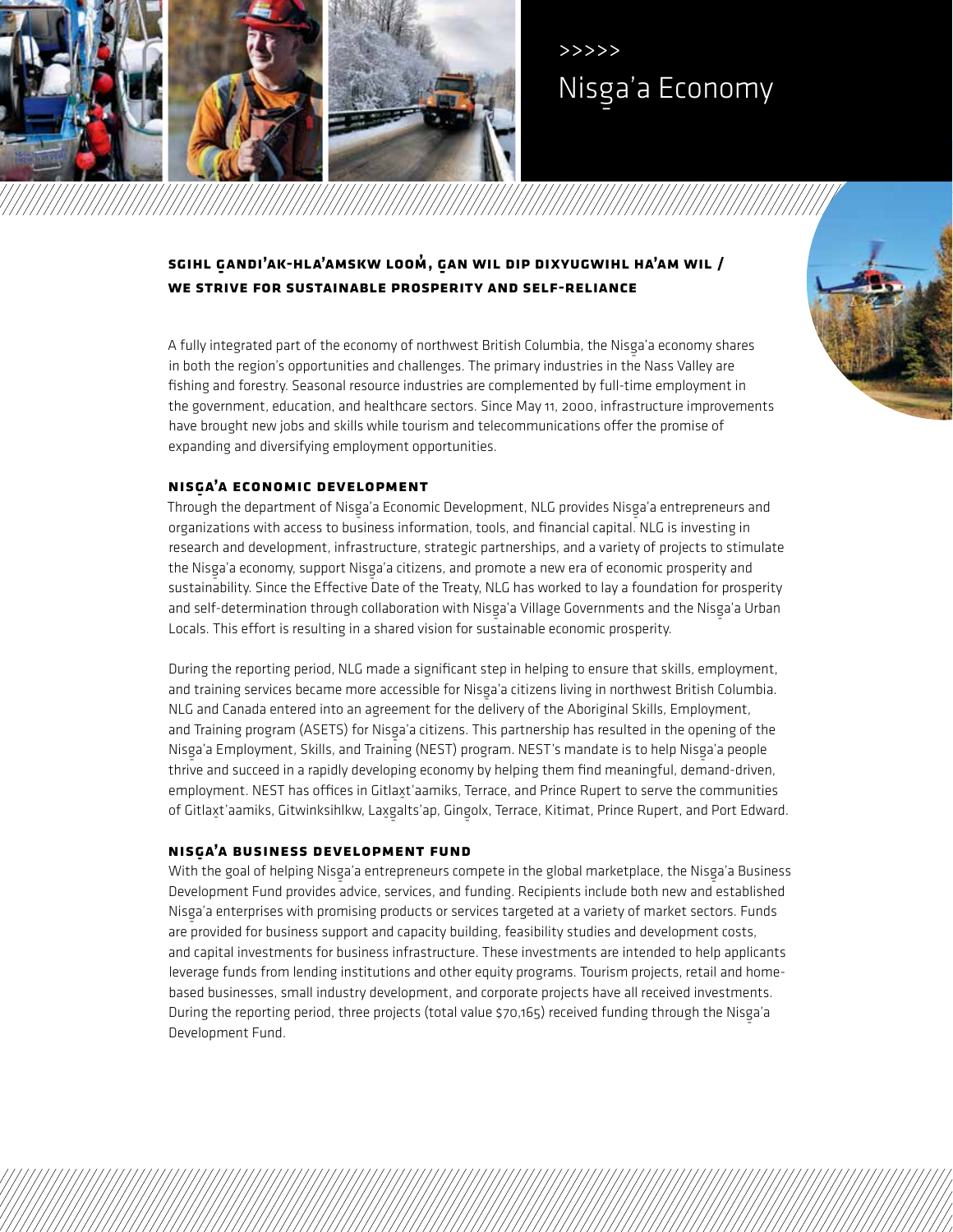# Nisg̱a'a Economy

## Sgihl G̱andi'ak-hla'amskw Loom̓, G̱an Wil Dip Dixyugwihl Ha'am Wil / We Strive for Sustainable Prosperity and Self-Reliance

A fully integrated part of the economy of northwest British Columbia, the Nisg̱a'a economy shares in both the region's opportunities and challenges. The primary industries in the Nass Valley are fishing and forestry. Seasonal resource industries are complemented by full-time employment in the government, education, and healthcare sectors. Since May 11, 2000, infrastructure improvements have brought new jobs and skills while tourism and telecommunications offer the promise of expanding and diversifying employment opportunities.

### Nisg̱a'a Economic Development

Through the department of Nisg̱a'a Economic Development, NLG provides Nisg̱a'a entrepreneurs and organizations with access to business information, tools, and financial capital. NLG is investing in research and development, infrastructure, strategic partnerships, and a variety of projects to stimulate the Nisg̱a'a economy, support Nisg̱a'a citizens, and promote a new era of economic prosperity and sustainability. Since the Effective Date of the Treaty, NLG has worked to lay a foundation for prosperity and self-determination through collaboration with Nisg̱a'a Village Governments and the Nisg̱a'a Urban Locals. This effort is resulting in a shared vision for sustainable economic prosperity.

During the reporting period, NLG made a significant step in helping to ensure that skills, employment, and training services became more accessible for Nisg̱a'a citizens living in northwest British Columbia. NLG and Canada entered into an agreement for the delivery of the Aboriginal Skills, Employment, and Training program (ASETS) for Nisg̱a'a citizens. This partnership has resulted in the opening of the Nisg̱a'a Employment, Skills, and Training (NEST) program. NEST's mandate is to help Nisg̱a'a people thrive and succeed in a rapidly developing economy by helping them find meaningful, demand-driven, employment. NEST has offices in Gitlax̱t'aamiks, Terrace, and Prince Rupert to serve the communities of Gitlax̱t'aamiks, Gitwinksihlkw, Lax̱g̱alts'ap, Gingolx, Terrace, Kitimat, Prince Rupert, and Port Edward.

### Nisg̱a'a Business Development Fund

With the goal of helping Nisg̱a'a entrepreneurs compete in the global marketplace, the Nisg̱a'a Business Development Fund provides advice, services, and funding. Recipients include both new and established Nisg̱a'a enterprises with promising products or services targeted at a variety of market sectors. Funds are provided for business support and capacity building, feasibility studies and development costs, and capital investments for business infrastructure. These investments are intended to help applicants leverage funds from lending institutions and other equity programs. Tourism projects, retail and home-based businesses, small industry development, and corporate projects have all received investments. During the reporting period, three projects (total value $70,165) received funding through the Nisg̱a'a Development Fund.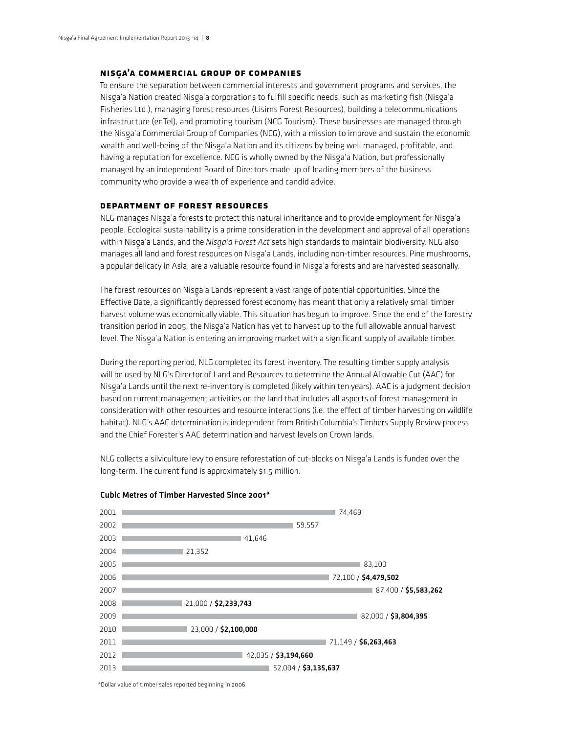### NISG̱A'A COMMERCIAL GROUP OF COMPANIES

To ensure the separation between commercial interests and government programs and services, the Nisg̱a'a Nation created Nisg̱a'a corporations to fulfill specific needs, such as marketing fish (Nisg̱a'a Fisheries Ltd.), managing forest resources (Lisims Forest Resources), building a telecommunications infrastructure (enTel), and promoting tourism (NCG Tourism). These businesses are managed through the Nisg̱a'a Commercial Group of Companies (NCG), with a mission to improve and sustain the economic wealth and well-being of the Nisg̱a'a Nation and its citizens by being well managed, profitable, and having a reputation for excellence. NCG is wholly owned by the Nisg̱a'a Nation, but professionally managed by an independent Board of Directors made up of leading members of the business community who provide a wealth of experience and candid advice.

### DEPARTMENT OF FOREST RESOURCES

NLG manages Nisg̱a'a forests to protect this natural inheritance and to provide employment for Nisg̱a'a people. Ecological sustainability is a prime consideration in the development and approval of all operations within Nisg̱a'a Lands, and the *Nisg̱a'a Forest Act* sets high standards to maintain biodiversity. NLG also manages all land and forest resources on Nisg̱a'a Lands, including non-timber resources. Pine mushrooms, a popular delicacy in Asia, are a valuable resource found in Nisg̱a'a forests and are harvested seasonally.

The forest resources on Nisg̱a'a Lands represent a vast range of potential opportunities. Since the Effective Date, a significantly depressed forest economy has meant that only a relatively small timber harvest volume was economically viable. This situation has begun to improve. Since the end of the forestry transition period in 2005, the Nisg̱a'a Nation has yet to harvest up to the full allowable annual harvest level. The Nisg̱a'a Nation is entering an improving market with a significant supply of available timber.

During the reporting period, NLG completed its forest inventory. The resulting timber supply analysis will be used by NLG's Director of Land and Resources to determine the Annual Allowable Cut (AAC) for Nisg̱a'a Lands until the next re-inventory is completed (likely within ten years). AAC is a judgment decision based on current management activities on the land that includes all aspects of forest management in consideration with other resources and resource interactions (i.e. the effect of timber harvesting on wildlife habitat). NLG's AAC determination is independent from British Columbia's Timbers Supply Review process and the Chief Forester's AAC determination and harvest levels on Crown lands.

NLG collects a silviculture levy to ensure reforestation of cut-blocks on Nisg̱a'a Lands is funded over the long-term. The current fund is approximately $1.5 million.

**Cubic Metres of Timber Harvested Since 2001***

| Year | Cubic Metres | Dollar Value |
|---|---|---|
| 2001 | 74,469 | |
| 2002 | 59,557 | |
| 2003 | 41,646 | |
| 2004 | 21,352 | |
| 2005 | 83,100 | |
| 2006 | 72,100 | **$4,479,502** |
| 2007 | 87,400 | **$5,583,262** |
| 2008 | 21,000 | **$2,233,743** |
| 2009 | 82,000 | **$3,804,395** |
| 2010 | 23,000 | **$2,100,000** |
| 2011 | 71,149 | **$6,263,463** |
| 2012 | 42,035 | **$3,194,660** |
| 2013 | 52,004 | **$3,135,637** |

*Dollar value of timber sales reported beginning in 2006.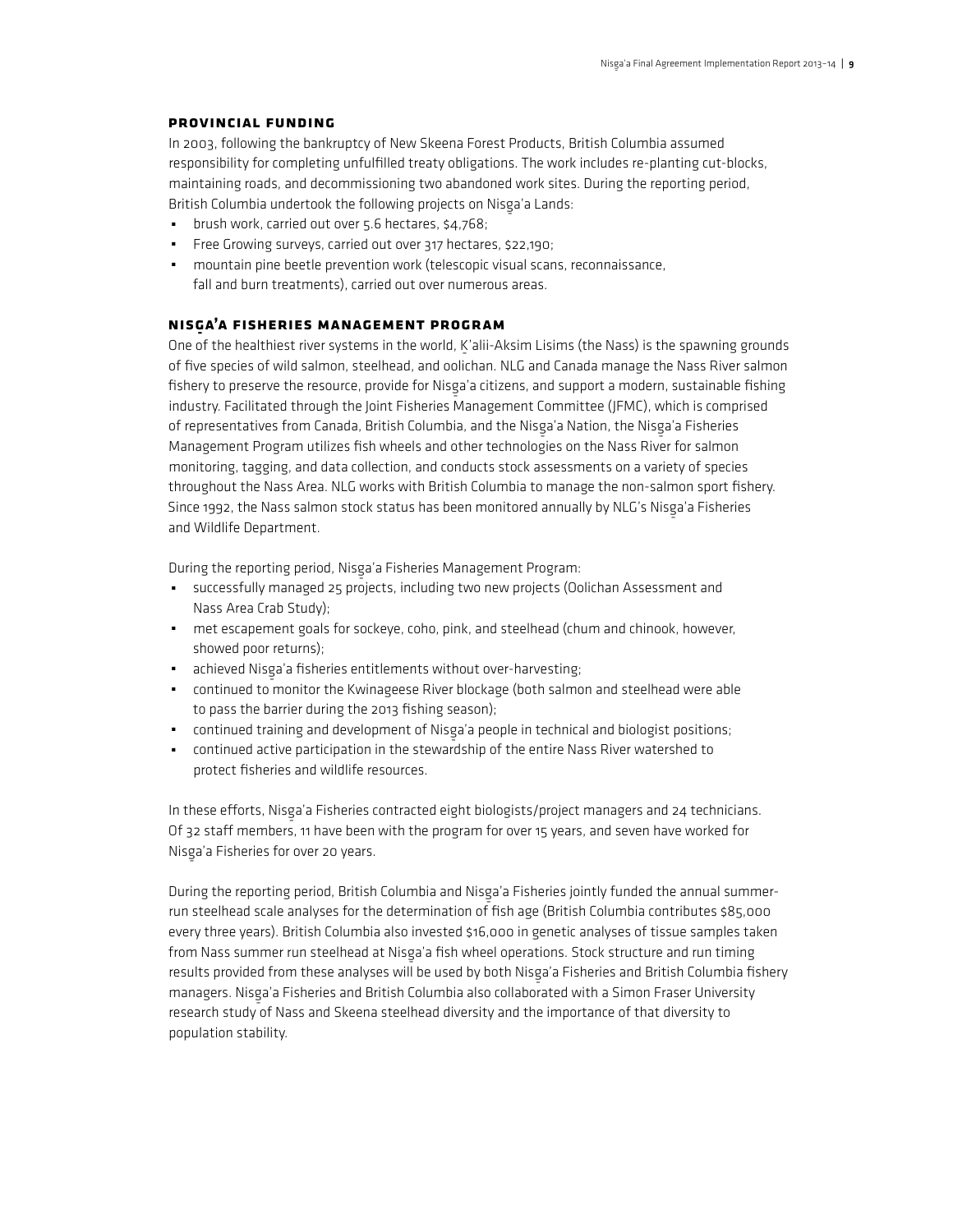### Provincial Funding

In 2003, following the bankruptcy of New Skeena Forest Products, British Columbia assumed responsibility for completing unfulfilled treaty obligations. The work includes re-planting cut-blocks, maintaining roads, and decommissioning two abandoned work sites. During the reporting period, British Columbia undertook the following projects on Nisg̱a'a Lands:

- brush work, carried out over 5.6 hectares, $4,768;
- Free Growing surveys, carried out over 317 hectares, $22,190;
- mountain pine beetle prevention work (telescopic visual scans, reconnaissance, fall and burn treatments), carried out over numerous areas.

### Nisg̱a'a Fisheries Management Program

One of the healthiest river systems in the world, K̲'alii-Aksim Lisims (the Nass) is the spawning grounds of five species of wild salmon, steelhead, and oolichan. NLG and Canada manage the Nass River salmon fishery to preserve the resource, provide for Nisg̱a'a citizens, and support a modern, sustainable fishing industry. Facilitated through the Joint Fisheries Management Committee (JFMC), which is comprised of representatives from Canada, British Columbia, and the Nisg̱a'a Nation, the Nisg̱a'a Fisheries Management Program utilizes fish wheels and other technologies on the Nass River for salmon monitoring, tagging, and data collection, and conducts stock assessments on a variety of species throughout the Nass Area. NLG works with British Columbia to manage the non-salmon sport fishery. Since 1992, the Nass salmon stock status has been monitored annually by NLG's Nisg̱a'a Fisheries and Wildlife Department.

During the reporting period, Nisg̱a'a Fisheries Management Program:

- successfully managed 25 projects, including two new projects (Oolichan Assessment and Nass Area Crab Study);
- met escapement goals for sockeye, coho, pink, and steelhead (chum and chinook, however, showed poor returns);
- achieved Nisg̱a'a fisheries entitlements without over-harvesting;
- continued to monitor the Kwinageese River blockage (both salmon and steelhead were able to pass the barrier during the 2013 fishing season);
- continued training and development of Nisg̱a'a people in technical and biologist positions;
- continued active participation in the stewardship of the entire Nass River watershed to protect fisheries and wildlife resources.

In these efforts, Nisg̱a'a Fisheries contracted eight biologists/project managers and 24 technicians. Of 32 staff members, 11 have been with the program for over 15 years, and seven have worked for Nisg̱a'a Fisheries for over 20 years.

During the reporting period, British Columbia and Nisg̱a'a Fisheries jointly funded the annual summer-run steelhead scale analyses for the determination of fish age (British Columbia contributes $85,000 every three years). British Columbia also invested $16,000 in genetic analyses of tissue samples taken from Nass summer run steelhead at Nisg̱a'a fish wheel operations. Stock structure and run timing results provided from these analyses will be used by both Nisg̱a'a Fisheries and British Columbia fishery managers. Nisg̱a'a Fisheries and British Columbia also collaborated with a Simon Fraser University research study of Nass and Skeena steelhead diversity and the importance of that diversity to population stability.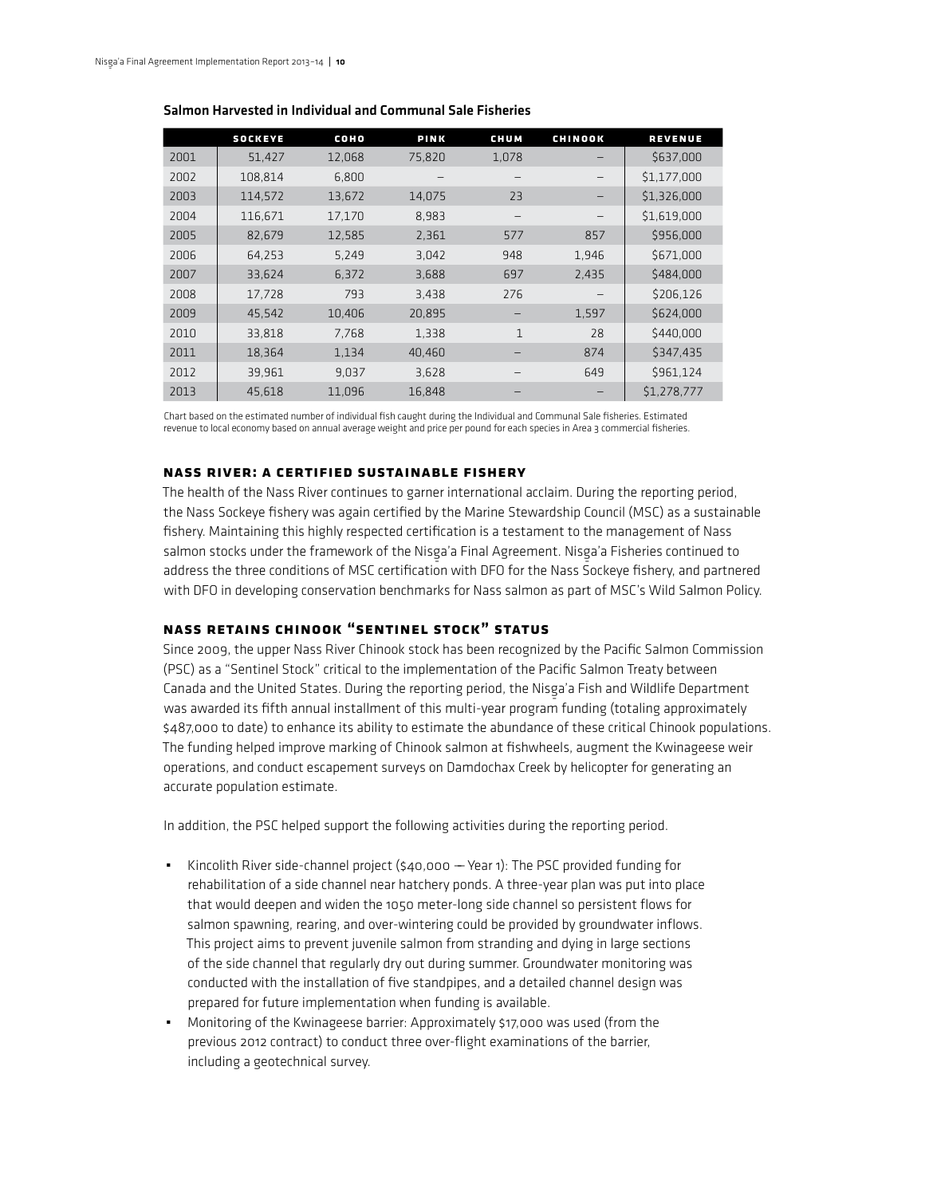### Salmon Harvested in Individual and Communal Sale Fisheries

| | SOCKEYE | COHO | PINK | CHUM | CHINOOK | REVENUE |
|---|---|---|---|---|---|---|
| 2001 | 51,427 | 12,068 | 75,820 | 1,078 | – | $637,000 |
| 2002 | 108,814 | 6,800 | – | – | – | $1,177,000 |
| 2003 | 114,572 | 13,672 | 14,075 | 23 | – | $1,326,000 |
| 2004 | 116,671 | 17,170 | 8,983 | – | – | $1,619,000 |
| 2005 | 82,679 | 12,585 | 2,361 | 577 | 857 | $956,000 |
| 2006 | 64,253 | 5,249 | 3,042 | 948 | 1,946 | $671,000 |
| 2007 | 33,624 | 6,372 | 3,688 | 697 | 2,435 | $484,000 |
| 2008 | 17,728 | 793 | 3,438 | 276 | – | $206,126 |
| 2009 | 45,542 | 10,406 | 20,895 | – | 1,597 | $624,000 |
| 2010 | 33,818 | 7,768 | 1,338 | 1 | 28 | $440,000 |
| 2011 | 18,364 | 1,134 | 40,460 | – | 874 | $347,435 |
| 2012 | 39,961 | 9,037 | 3,628 | – | 649 | $961,124 |
| 2013 | 45,618 | 11,096 | 16,848 | – | – | $1,278,777 |

Chart based on the estimated number of individual fish caught during the Individual and Communal Sale fisheries. Estimated revenue to local economy based on annual average weight and price per pound for each species in Area 3 commercial fisheries.

## NASS RIVER: A CERTIFIED SUSTAINABLE FISHERY

The health of the Nass River continues to garner international acclaim. During the reporting period, the Nass Sockeye fishery was again certified by the Marine Stewardship Council (MSC) as a sustainable fishery. Maintaining this highly respected certification is a testament to the management of Nass salmon stocks under the framework of the Nisg̱a'a Final Agreement. Nisg̱a'a Fisheries continued to address the three conditions of MSC certification with DFO for the Nass Sockeye fishery, and partnered with DFO in developing conservation benchmarks for Nass salmon as part of MSC's Wild Salmon Policy.

## NASS RETAINS CHINOOK "SENTINEL STOCK" STATUS

Since 2009, the upper Nass River Chinook stock has been recognized by the Pacific Salmon Commission (PSC) as a "Sentinel Stock" critical to the implementation of the Pacific Salmon Treaty between Canada and the United States. During the reporting period, the Nisg̱a'a Fish and Wildlife Department was awarded its fifth annual installment of this multi-year program funding (totaling approximately $487,000 to date) to enhance its ability to estimate the abundance of these critical Chinook populations. The funding helped improve marking of Chinook salmon at fishwheels, augment the Kwinageese weir operations, and conduct escapement surveys on Damdochax Creek by helicopter for generating an accurate population estimate.

In addition, the PSC helped support the following activities during the reporting period.

- Kincolith River side-channel project ($40,000 — Year 1): The PSC provided funding for rehabilitation of a side channel near hatchery ponds. A three-year plan was put into place that would deepen and widen the 1050 meter-long side channel so persistent flows for salmon spawning, rearing, and over-wintering could be provided by groundwater inflows. This project aims to prevent juvenile salmon from stranding and dying in large sections of the side channel that regularly dry out during summer. Groundwater monitoring was conducted with the installation of five standpipes, and a detailed channel design was prepared for future implementation when funding is available.
- Monitoring of the Kwinageese barrier: Approximately $17,000 was used (from the previous 2012 contract) to conduct three over-flight examinations of the barrier, including a geotechnical survey.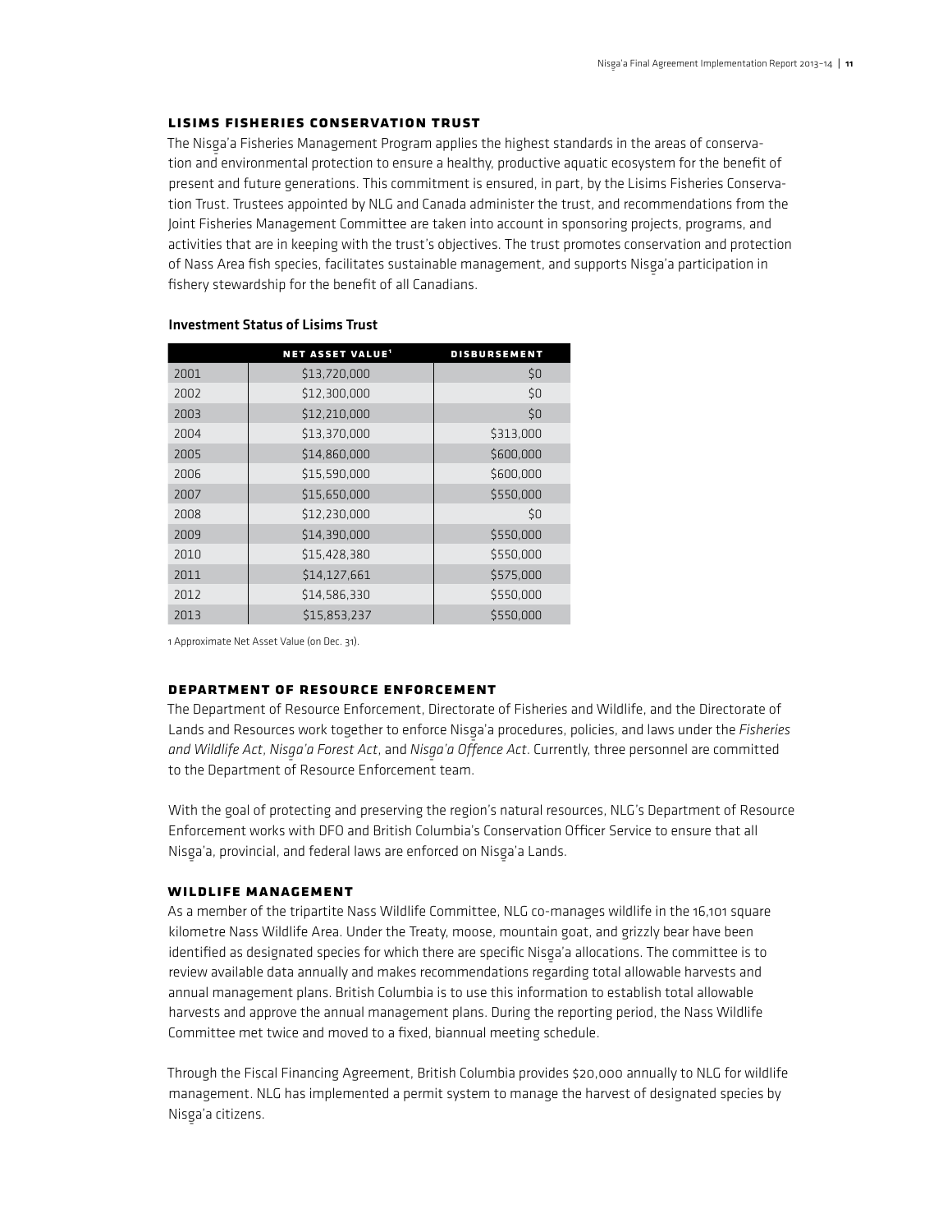### LISIMS FISHERIES CONSERVATION TRUST

The Nisg̲a'a Fisheries Management Program applies the highest standards in the areas of conservation and environmental protection to ensure a healthy, productive aquatic ecosystem for the benefit of present and future generations. This commitment is ensured, in part, by the Lisims Fisheries Conservation Trust. Trustees appointed by NLG and Canada administer the trust, and recommendations from the Joint Fisheries Management Committee are taken into account in sponsoring projects, programs, and activities that are in keeping with the trust's objectives. The trust promotes conservation and protection of Nass Area fish species, facilitates sustainable management, and supports Nisg̲a'a participation in fishery stewardship for the benefit of all Canadians.

**Investment Status of Lisims Trust**

| | NET ASSET VALUE[1] | DISBURSEMENT |
|---|---|---|
| 2001 | $13,720,000 | $0 |
| 2002 | $12,300,000 | $0 |
| 2003 | $12,210,000 | $0 |
| 2004 | $13,370,000 | $313,000 |
| 2005 | $14,860,000 | $600,000 |
| 2006 | $15,590,000 | $600,000 |
| 2007 | $15,650,000 | $550,000 |
| 2008 | $12,230,000 | $0 |
| 2009 | $14,390,000 | $550,000 |
| 2010 | $15,428,380 | $550,000 |
| 2011 | $14,127,661 | $575,000 |
| 2012 | $14,586,330 | $550,000 |
| 2013 | $15,853,237 | $550,000 |

1 Approximate Net Asset Value (on Dec. 31).

### DEPARTMENT OF RESOURCE ENFORCEMENT

The Department of Resource Enforcement, Directorate of Fisheries and Wildlife, and the Directorate of Lands and Resources work together to enforce Nisg̲a'a procedures, policies, and laws under the *Fisheries and Wildlife Act*, *Nisg̲a'a Forest Act*, and *Nisg̲a'a Offence Act*. Currently, three personnel are committed to the Department of Resource Enforcement team.

With the goal of protecting and preserving the region's natural resources, NLG's Department of Resource Enforcement works with DFO and British Columbia's Conservation Officer Service to ensure that all Nisg̲a'a, provincial, and federal laws are enforced on Nisg̲a'a Lands.

### WILDLIFE MANAGEMENT

As a member of the tripartite Nass Wildlife Committee, NLG co-manages wildlife in the 16,101 square kilometre Nass Wildlife Area. Under the Treaty, moose, mountain goat, and grizzly bear have been identified as designated species for which there are specific Nisg̲a'a allocations. The committee is to review available data annually and makes recommendations regarding total allowable harvests and annual management plans. British Columbia is to use this information to establish total allowable harvests and approve the annual management plans. During the reporting period, the Nass Wildlife Committee met twice and moved to a fixed, biannual meeting schedule.

Through the Fiscal Financing Agreement, British Columbia provides $20,000 annually to NLG for wildlife management. NLG has implemented a permit system to manage the harvest of designated species by Nisg̲a'a citizens.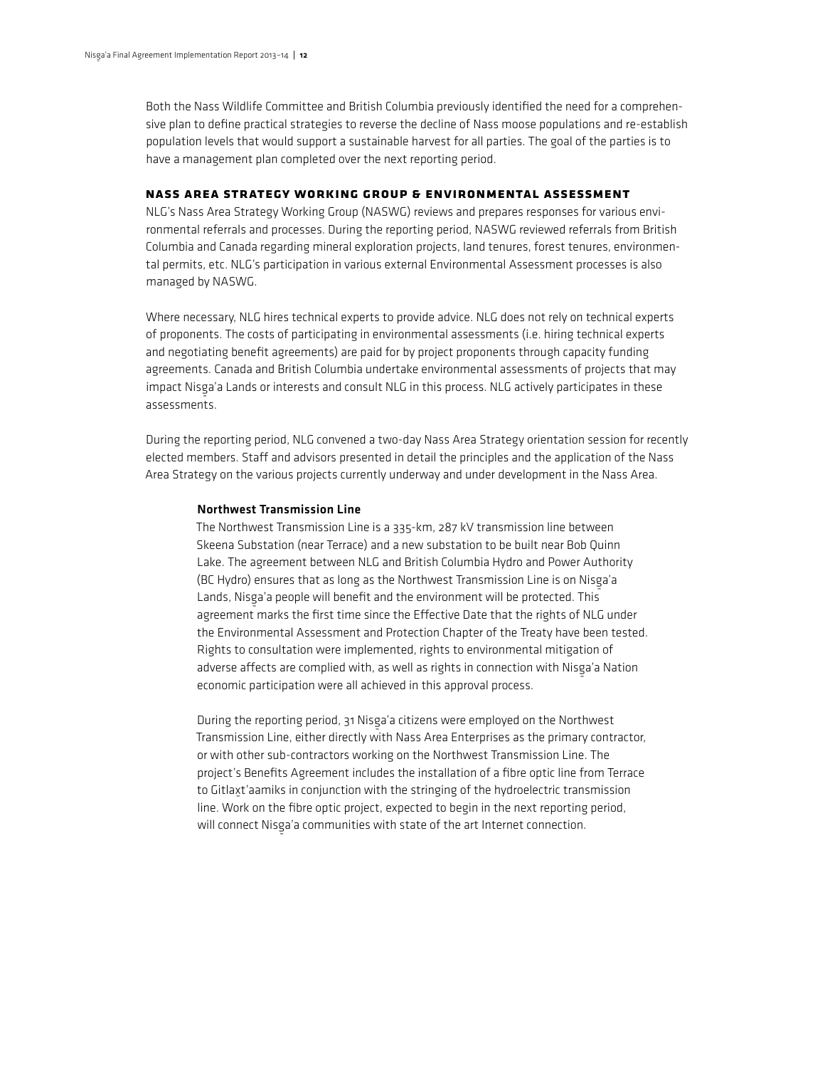Both the Nass Wildlife Committee and British Columbia previously identified the need for a comprehensive plan to define practical strategies to reverse the decline of Nass moose populations and re-establish population levels that would support a sustainable harvest for all parties. The goal of the parties is to have a management plan completed over the next reporting period.

## NASS AREA STRATEGY WORKING GROUP & ENVIRONMENTAL ASSESSMENT

NLG's Nass Area Strategy Working Group (NASWG) reviews and prepares responses for various environmental referrals and processes. During the reporting period, NASWG reviewed referrals from British Columbia and Canada regarding mineral exploration projects, land tenures, forest tenures, environmental permits, etc. NLG's participation in various external Environmental Assessment processes is also managed by NASWG.

Where necessary, NLG hires technical experts to provide advice. NLG does not rely on technical experts of proponents. The costs of participating in environmental assessments (i.e. hiring technical experts and negotiating benefit agreements) are paid for by project proponents through capacity funding agreements. Canada and British Columbia undertake environmental assessments of projects that may impact Nisg̱a'a Lands or interests and consult NLG in this process. NLG actively participates in these assessments.

During the reporting period, NLG convened a two-day Nass Area Strategy orientation session for recently elected members. Staff and advisors presented in detail the principles and the application of the Nass Area Strategy on the various projects currently underway and under development in the Nass Area.

### Northwest Transmission Line

The Northwest Transmission Line is a 335-km, 287 kV transmission line between Skeena Substation (near Terrace) and a new substation to be built near Bob Quinn Lake. The agreement between NLG and British Columbia Hydro and Power Authority (BC Hydro) ensures that as long as the Northwest Transmission Line is on Nisg̱a'a Lands, Nisg̱a'a people will benefit and the environment will be protected. This agreement marks the first time since the Effective Date that the rights of NLG under the Environmental Assessment and Protection Chapter of the Treaty have been tested. Rights to consultation were implemented, rights to environmental mitigation of adverse affects are complied with, as well as rights in connection with Nisg̱a'a Nation economic participation were all achieved in this approval process.

During the reporting period, 31 Nisg̱a'a citizens were employed on the Northwest Transmission Line, either directly with Nass Area Enterprises as the primary contractor, or with other sub-contractors working on the Northwest Transmission Line. The project's Benefits Agreement includes the installation of a fibre optic line from Terrace to Gitlax̱t'aamiks in conjunction with the stringing of the hydroelectric transmission line. Work on the fibre optic project, expected to begin in the next reporting period, will connect Nisg̱a'a communities with state of the art Internet connection.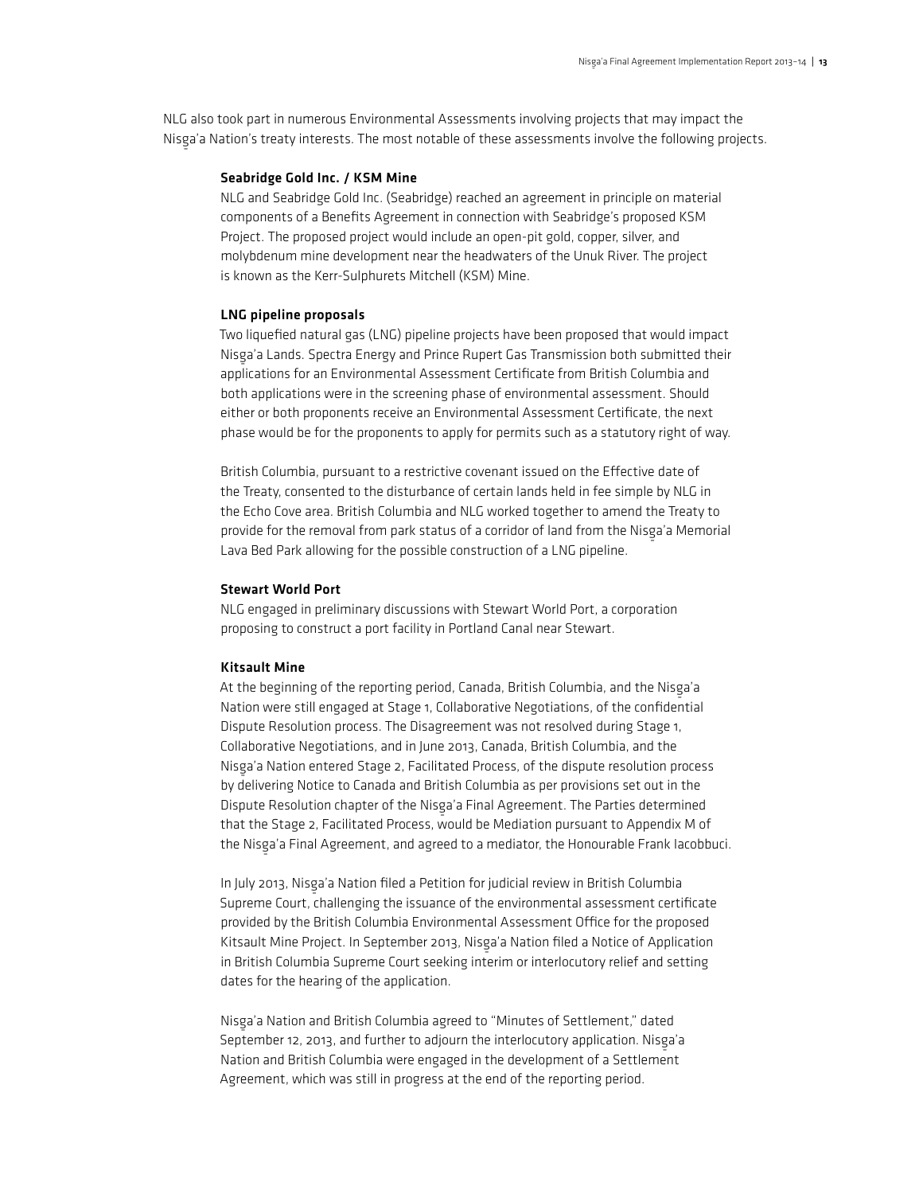NLG also took part in numerous Environmental Assessments involving projects that may impact the Nisg̱a'a Nation's treaty interests. The most notable of these assessments involve the following projects.

### Seabridge Gold Inc. / KSM Mine

NLG and Seabridge Gold Inc. (Seabridge) reached an agreement in principle on material components of a Benefits Agreement in connection with Seabridge's proposed KSM Project. The proposed project would include an open-pit gold, copper, silver, and molybdenum mine development near the headwaters of the Unuk River. The project is known as the Kerr-Sulphurets Mitchell (KSM) Mine.

### LNG pipeline proposals

Two liquefied natural gas (LNG) pipeline projects have been proposed that would impact Nisg̱a'a Lands. Spectra Energy and Prince Rupert Gas Transmission both submitted their applications for an Environmental Assessment Certificate from British Columbia and both applications were in the screening phase of environmental assessment. Should either or both proponents receive an Environmental Assessment Certificate, the next phase would be for the proponents to apply for permits such as a statutory right of way.

British Columbia, pursuant to a restrictive covenant issued on the Effective date of the Treaty, consented to the disturbance of certain lands held in fee simple by NLG in the Echo Cove area. British Columbia and NLG worked together to amend the Treaty to provide for the removal from park status of a corridor of land from the Nisg̱a'a Memorial Lava Bed Park allowing for the possible construction of a LNG pipeline.

### Stewart World Port

NLG engaged in preliminary discussions with Stewart World Port, a corporation proposing to construct a port facility in Portland Canal near Stewart.

### Kitsault Mine

At the beginning of the reporting period, Canada, British Columbia, and the Nisg̱a'a Nation were still engaged at Stage 1, Collaborative Negotiations, of the confidential Dispute Resolution process. The Disagreement was not resolved during Stage 1, Collaborative Negotiations, and in June 2013, Canada, British Columbia, and the Nisg̱a'a Nation entered Stage 2, Facilitated Process, of the dispute resolution process by delivering Notice to Canada and British Columbia as per provisions set out in the Dispute Resolution chapter of the Nisg̱a'a Final Agreement. The Parties determined that the Stage 2, Facilitated Process, would be Mediation pursuant to Appendix M of the Nisg̱a'a Final Agreement, and agreed to a mediator, the Honourable Frank Iacobbuci.

In July 2013, Nisg̱a'a Nation filed a Petition for judicial review in British Columbia Supreme Court, challenging the issuance of the environmental assessment certificate provided by the British Columbia Environmental Assessment Office for the proposed Kitsault Mine Project. In September 2013, Nisg̱a'a Nation filed a Notice of Application in British Columbia Supreme Court seeking interim or interlocutory relief and setting dates for the hearing of the application.

Nisg̱a'a Nation and British Columbia agreed to "Minutes of Settlement," dated September 12, 2013, and further to adjourn the interlocutory application. Nisg̱a'a Nation and British Columbia were engaged in the development of a Settlement Agreement, which was still in progress at the end of the reporting period.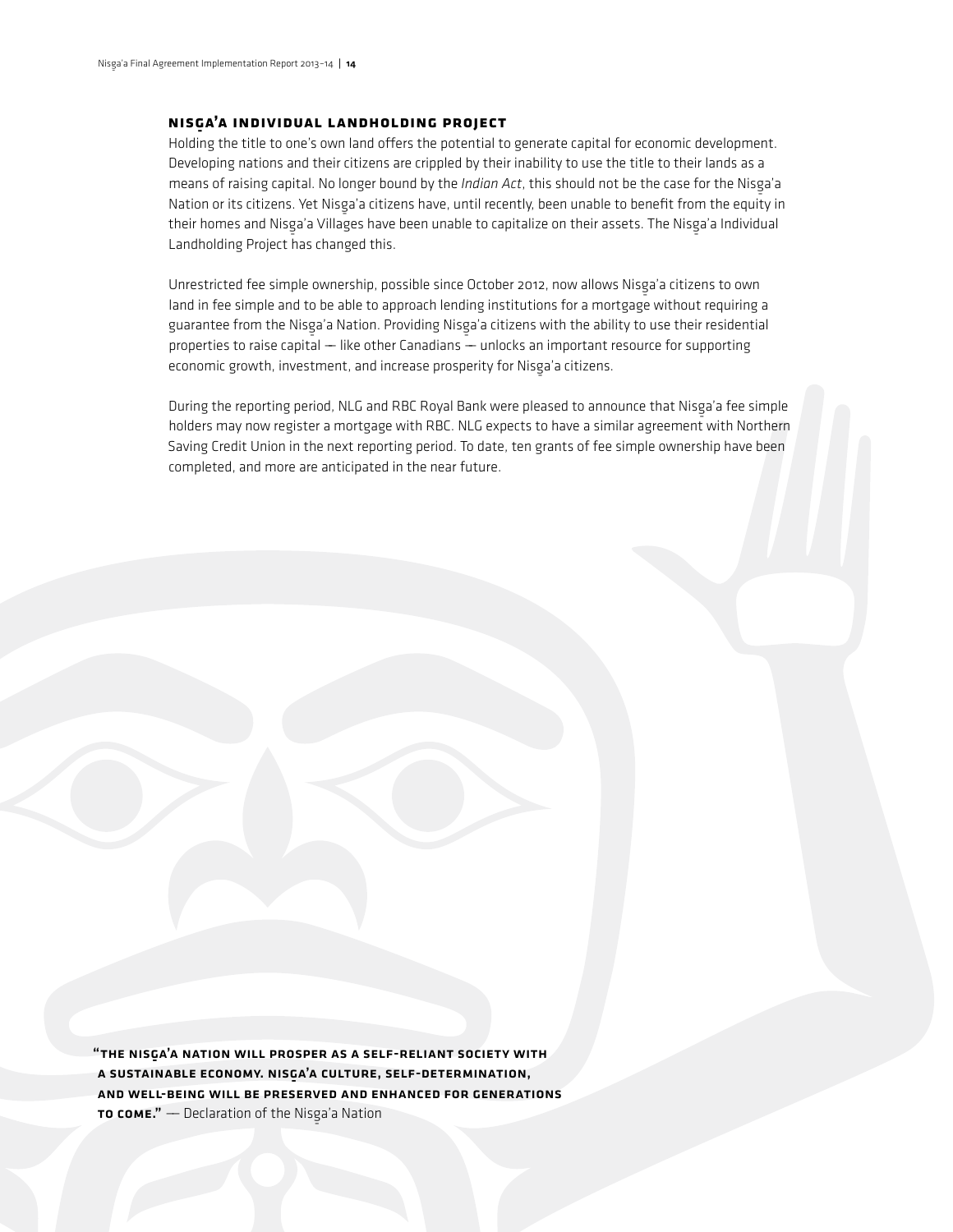### Nisg̱a'a Individual Landholding Project

Holding the title to one's own land offers the potential to generate capital for economic development. Developing nations and their citizens are crippled by their inability to use the title to their lands as a means of raising capital. No longer bound by the *Indian Act*, this should not be the case for the Nisg̱a'a Nation or its citizens. Yet Nisg̱a'a citizens have, until recently, been unable to benefit from the equity in their homes and Nisg̱a'a Villages have been unable to capitalize on their assets. The Nisg̱a'a Individual Landholding Project has changed this.

Unrestricted fee simple ownership, possible since October 2012, now allows Nisg̱a'a citizens to own land in fee simple and to be able to approach lending institutions for a mortgage without requiring a guarantee from the Nisg̱a'a Nation. Providing Nisg̱a'a citizens with the ability to use their residential properties to raise capital — like other Canadians — unlocks an important resource for supporting economic growth, investment, and increase prosperity for Nisg̱a'a citizens.

During the reporting period, NLG and RBC Royal Bank were pleased to announce that Nisg̱a'a fee simple holders may now register a mortgage with RBC. NLG expects to have a similar agreement with Northern Saving Credit Union in the next reporting period. To date, ten grants of fee simple ownership have been completed, and more are anticipated in the near future.

**"The Nisg̱a'a Nation will prosper as a self-reliant society with a sustainable economy. Nisg̱a'a culture, self-determination, and well-being will be preserved and enhanced for generations to come."** — Declaration of the Nisg̱a'a Nation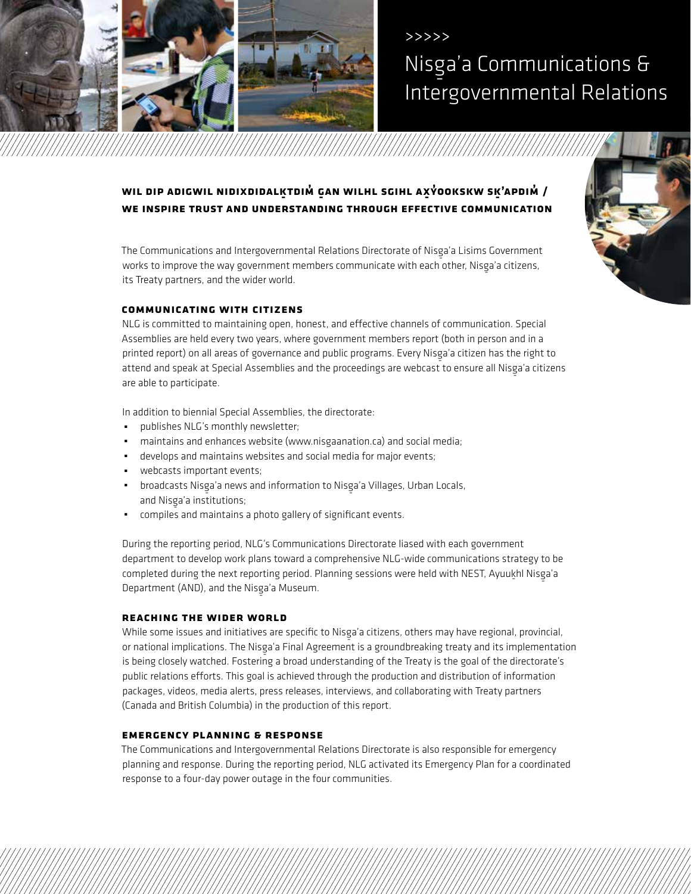>>>>>

# Nisg̱a'a Communications & Intergovernmental Relations

## WIL DIP ADIGWIL NIDIXDIDALḴTDIM̓ G̱AN WILHL SGIHL AX̱Y̓OOKSKW SḴ'APDIM̓ / WE INSPIRE TRUST AND UNDERSTANDING THROUGH EFFECTIVE COMMUNICATION

The Communications and Intergovernmental Relations Directorate of Nisg̱a'a Lisims Government works to improve the way government members communicate with each other, Nisg̱a'a citizens, its Treaty partners, and the wider world.

### COMMUNICATING WITH CITIZENS

NLG is committed to maintaining open, honest, and effective channels of communication. Special Assemblies are held every two years, where government members report (both in person and in a printed report) on all areas of governance and public programs. Every Nisg̱a'a citizen has the right to attend and speak at Special Assemblies and the proceedings are webcast to ensure all Nisg̱a'a citizens are able to participate.

In addition to biennial Special Assemblies, the directorate:

- publishes NLG's monthly newsletter;
- maintains and enhances website (www.nisgaanation.ca) and social media;
- develops and maintains websites and social media for major events;
- webcasts important events;
- broadcasts Nisg̱a'a news and information to Nisg̱a'a Villages, Urban Locals, and Nisg̱a'a institutions;
- compiles and maintains a photo gallery of significant events.

During the reporting period, NLG's Communications Directorate liased with each government department to develop work plans toward a comprehensive NLG-wide communications strategy to be completed during the next reporting period. Planning sessions were held with NEST, Ayuuḵhl Nisg̱a'a Department (AND), and the Nisg̱a'a Museum.

### REACHING THE WIDER WORLD

While some issues and initiatives are specific to Nisg̱a'a citizens, others may have regional, provincial, or national implications. The Nisg̱a'a Final Agreement is a groundbreaking treaty and its implementation is being closely watched. Fostering a broad understanding of the Treaty is the goal of the directorate's public relations efforts. This goal is achieved through the production and distribution of information packages, videos, media alerts, press releases, interviews, and collaborating with Treaty partners (Canada and British Columbia) in the production of this report.

### EMERGENCY PLANNING & RESPONSE

The Communications and Intergovernmental Relations Directorate is also responsible for emergency planning and response. During the reporting period, NLG activated its Emergency Plan for a coordinated response to a four-day power outage in the four communities.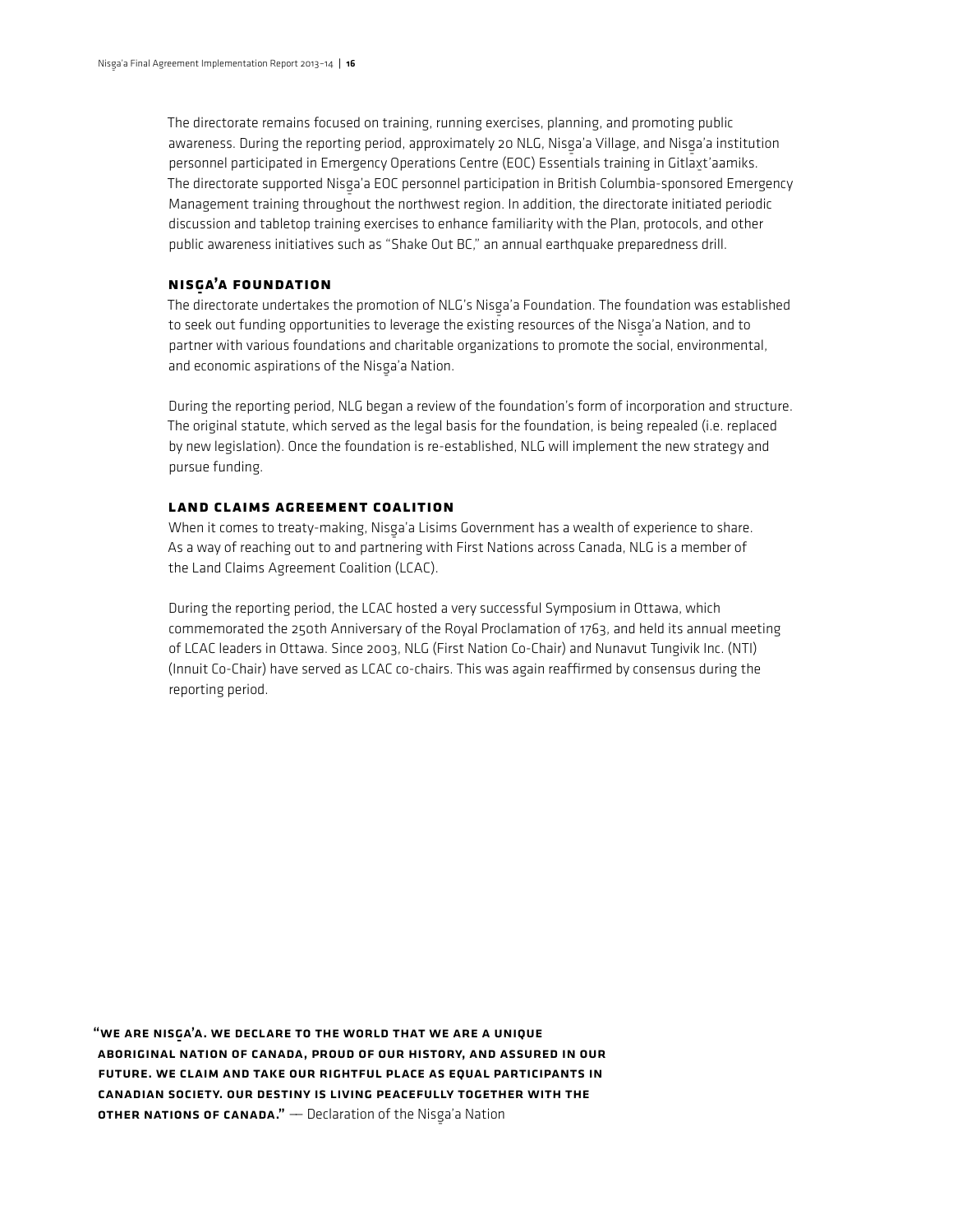The directorate remains focused on training, running exercises, planning, and promoting public awareness. During the reporting period, approximately 20 NLG, Nisg̱a'a Village, and Nisg̱a'a institution personnel participated in Emergency Operations Centre (EOC) Essentials training in Gitlax̱t'aamiks. The directorate supported Nisg̱a'a EOC personnel participation in British Columbia-sponsored Emergency Management training throughout the northwest region. In addition, the directorate initiated periodic discussion and tabletop training exercises to enhance familiarity with the Plan, protocols, and other public awareness initiatives such as "Shake Out BC," an annual earthquake preparedness drill.

### Nisg̱a'a Foundation

The directorate undertakes the promotion of NLG's Nisg̱a'a Foundation. The foundation was established to seek out funding opportunities to leverage the existing resources of the Nisg̱a'a Nation, and to partner with various foundations and charitable organizations to promote the social, environmental, and economic aspirations of the Nisg̱a'a Nation.

During the reporting period, NLG began a review of the foundation's form of incorporation and structure. The original statute, which served as the legal basis for the foundation, is being repealed (i.e. replaced by new legislation). Once the foundation is re-established, NLG will implement the new strategy and pursue funding.

### Land Claims Agreement Coalition

When it comes to treaty-making, Nisg̱a'a Lisims Government has a wealth of experience to share. As a way of reaching out to and partnering with First Nations across Canada, NLG is a member of the Land Claims Agreement Coalition (LCAC).

During the reporting period, the LCAC hosted a very successful Symposium in Ottawa, which commemorated the 250th Anniversary of the Royal Proclamation of 1763, and held its annual meeting of LCAC leaders in Ottawa. Since 2003, NLG (First Nation Co-Chair) and Nunavut Tungivik Inc. (NTI) (Inuit Co-Chair) have served as LCAC co-chairs. This was again reaffirmed by consensus during the reporting period.

**"We are Nisg̱a'a. We declare to the world that we are a unique aboriginal nation of Canada, proud of our history, and assured in our future. We claim and take our rightful place as equal participants in Canadian society. Our destiny is living peacefully together with the other nations of Canada."** — Declaration of the Nisg̱a'a Nation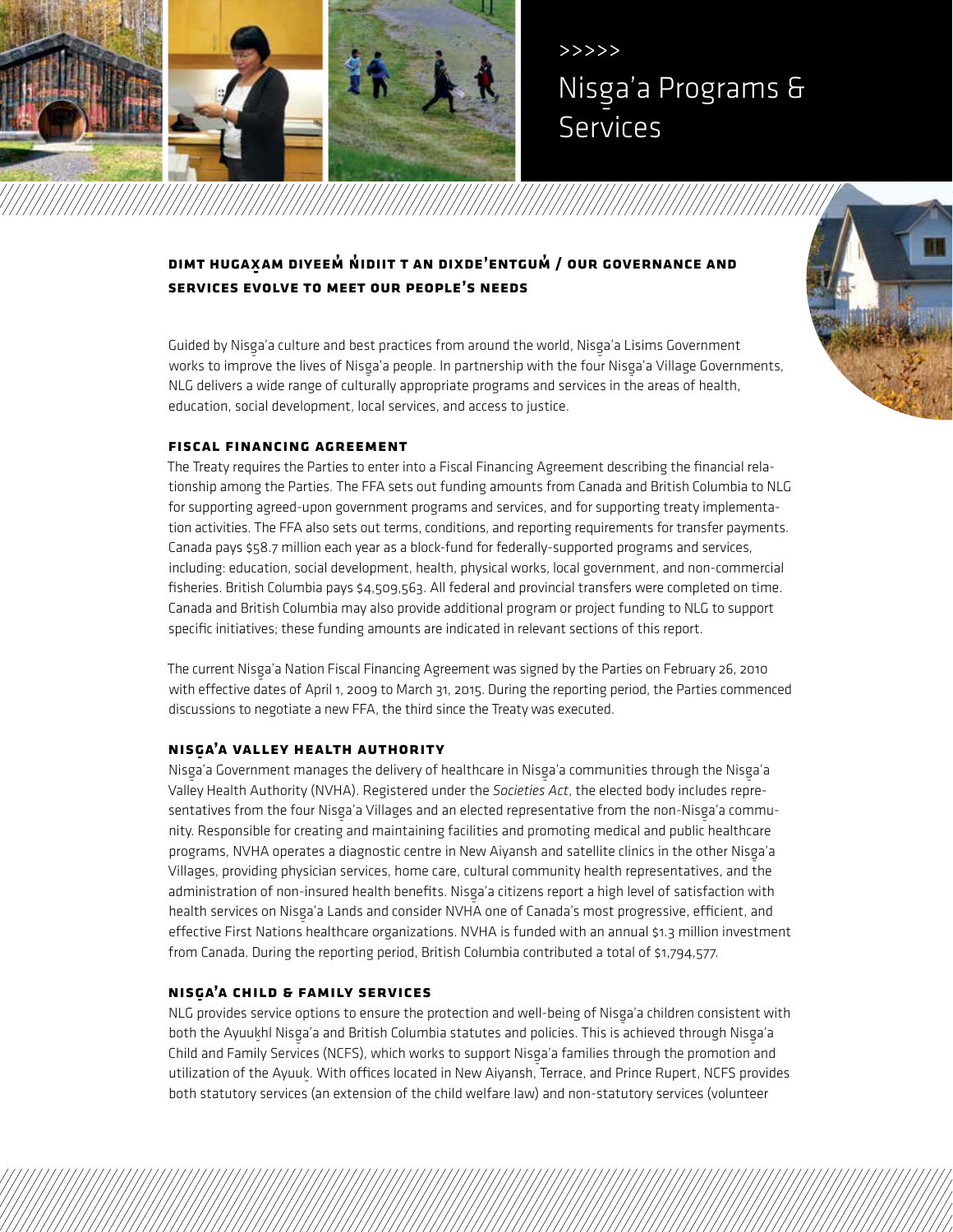>>>>>

# Nisg̱a'a Programs & Services

## Dimt hugax̱am diyeem̓ n̓idiit t an dixde'entgum̓ / Our governance and services evolve to meet our people's needs

Guided by Nisg̱a'a culture and best practices from around the world, Nisg̱a'a Lisims Government works to improve the lives of Nisg̱a'a people. In partnership with the four Nisg̱a'a Village Governments, NLG delivers a wide range of culturally appropriate programs and services in the areas of health, education, social development, local services, and access to justice.

### Fiscal Financing Agreement

The Treaty requires the Parties to enter into a Fiscal Financing Agreement describing the financial relationship among the Parties. The FFA sets out funding amounts from Canada and British Columbia to NLG for supporting agreed-upon government programs and services, and for supporting treaty implementation activities. The FFA also sets out terms, conditions, and reporting requirements for transfer payments. Canada pays $58.7 million each year as a block-fund for federally-supported programs and services, including: education, social development, health, physical works, local government, and non-commercial fisheries. British Columbia pays $4,509,563. All federal and provincial transfers were completed on time. Canada and British Columbia may also provide additional program or project funding to NLG to support specific initiatives; these funding amounts are indicated in relevant sections of this report.

The current Nisg̱a'a Nation Fiscal Financing Agreement was signed by the Parties on February 26, 2010 with effective dates of April 1, 2009 to March 31, 2015. During the reporting period, the Parties commenced discussions to negotiate a new FFA, the third since the Treaty was executed.

### Nisg̱a'a Valley Health Authority

Nisg̱a'a Government manages the delivery of healthcare in Nisg̱a'a communities through the Nisg̱a'a Valley Health Authority (NVHA). Registered under the *Societies Act*, the elected body includes representatives from the four Nisg̱a'a Villages and an elected representative from the non-Nisg̱a'a community. Responsible for creating and maintaining facilities and promoting medical and public healthcare programs, NVHA operates a diagnostic centre in New Aiyansh and satellite clinics in the other Nisg̱a'a Villages, providing physician services, home care, cultural community health representatives, and the administration of non-insured health benefits. Nisg̱a'a citizens report a high level of satisfaction with health services on Nisg̱a'a Lands and consider NVHA one of Canada's most progressive, efficient, and effective First Nations healthcare organizations. NVHA is funded with an annual $1.3 million investment from Canada. During the reporting period, British Columbia contributed a total of $1,794,577.

### Nisg̱a'a Child & Family Services

NLG provides service options to ensure the protection and well-being of Nisg̱a'a children consistent with both the Ayuuk̲hl Nisg̱a'a and British Columbia statutes and policies. This is achieved through Nisg̱a'a Child and Family Services (NCFS), which works to support Nisg̱a'a families through the promotion and utilization of the Ayuuk̲. With offices located in New Aiyansh, Terrace, and Prince Rupert, NCFS provides both statutory services (an extension of the child welfare law) and non-statutory services (volunteer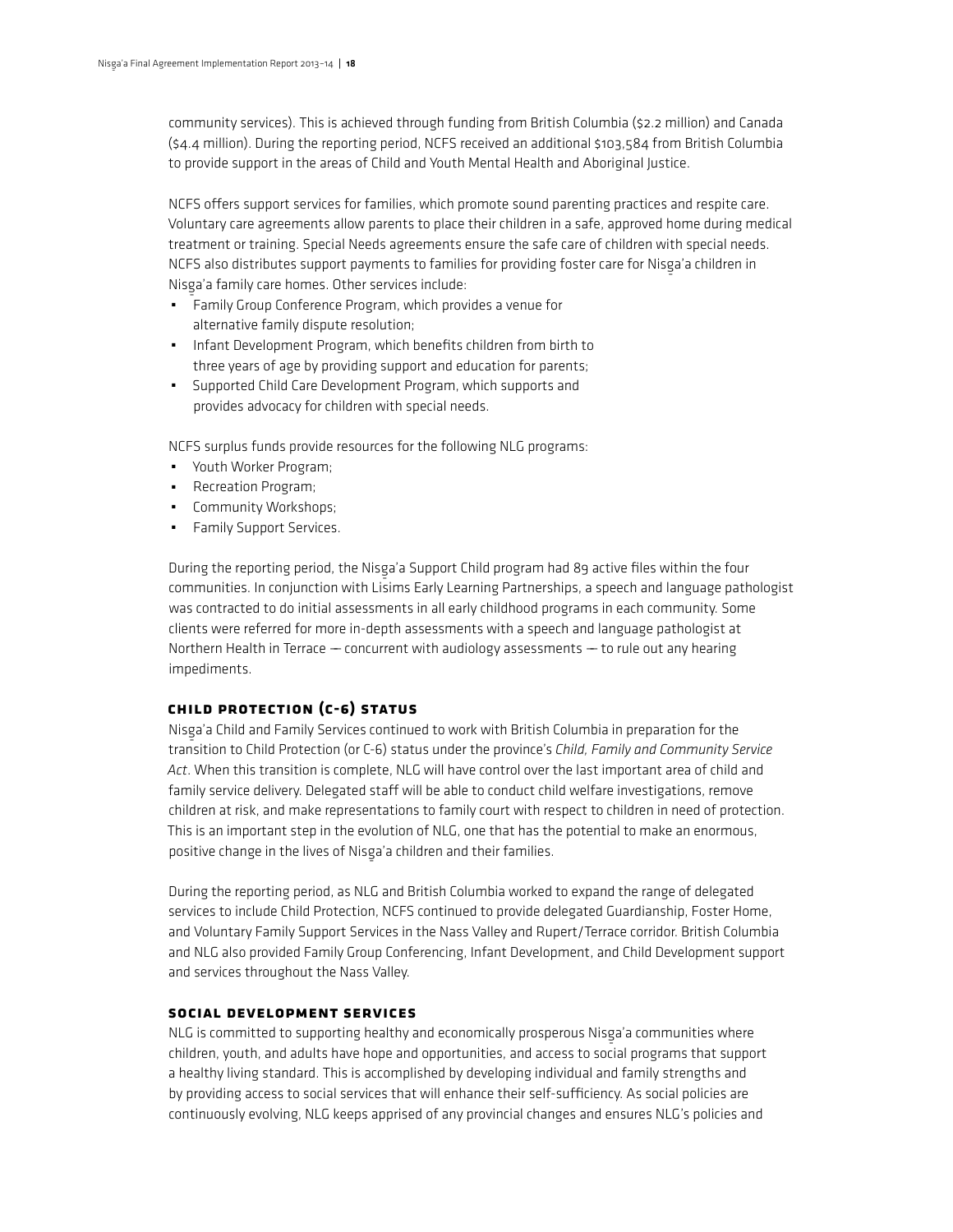community services). This is achieved through funding from British Columbia ($2.2 million) and Canada ($4.4 million). During the reporting period, NCFS received an additional $103,584 from British Columbia to provide support in the areas of Child and Youth Mental Health and Aboriginal Justice.

NCFS offers support services for families, which promote sound parenting practices and respite care. Voluntary care agreements allow parents to place their children in a safe, approved home during medical treatment or training. Special Needs agreements ensure the safe care of children with special needs. NCFS also distributes support payments to families for providing foster care for Nisg̱a'a children in Nisg̱a'a family care homes. Other services include:

- Family Group Conference Program, which provides a venue for alternative family dispute resolution;
- Infant Development Program, which benefits children from birth to three years of age by providing support and education for parents;
- Supported Child Care Development Program, which supports and provides advocacy for children with special needs.

NCFS surplus funds provide resources for the following NLG programs:

- Youth Worker Program;
- Recreation Program;
- Community Workshops;
- Family Support Services.

During the reporting period, the Nisg̱a'a Support Child program had 89 active files within the four communities. In conjunction with Lisims Early Learning Partnerships, a speech and language pathologist was contracted to do initial assessments in all early childhood programs in each community. Some clients were referred for more in-depth assessments with a speech and language pathologist at Northern Health in Terrace — concurrent with audiology assessments — to rule out any hearing impediments.

### Child Protection (C-6) Status

Nisg̱a'a Child and Family Services continued to work with British Columbia in preparation for the transition to Child Protection (or C-6) status under the province's *Child, Family and Community Service Act*. When this transition is complete, NLG will have control over the last important area of child and family service delivery. Delegated staff will be able to conduct child welfare investigations, remove children at risk, and make representations to family court with respect to children in need of protection. This is an important step in the evolution of NLG, one that has the potential to make an enormous, positive change in the lives of Nisg̱a'a children and their families.

During the reporting period, as NLG and British Columbia worked to expand the range of delegated services to include Child Protection, NCFS continued to provide delegated Guardianship, Foster Home, and Voluntary Family Support Services in the Nass Valley and Rupert/Terrace corridor. British Columbia and NLG also provided Family Group Conferencing, Infant Development, and Child Development support and services throughout the Nass Valley.

### Social Development Services

NLG is committed to supporting healthy and economically prosperous Nisg̱a'a communities where children, youth, and adults have hope and opportunities, and access to social programs that support a healthy living standard. This is accomplished by developing individual and family strengths and by providing access to social services that will enhance their self-sufficiency. As social policies are continuously evolving, NLG keeps apprised of any provincial changes and ensures NLG's policies and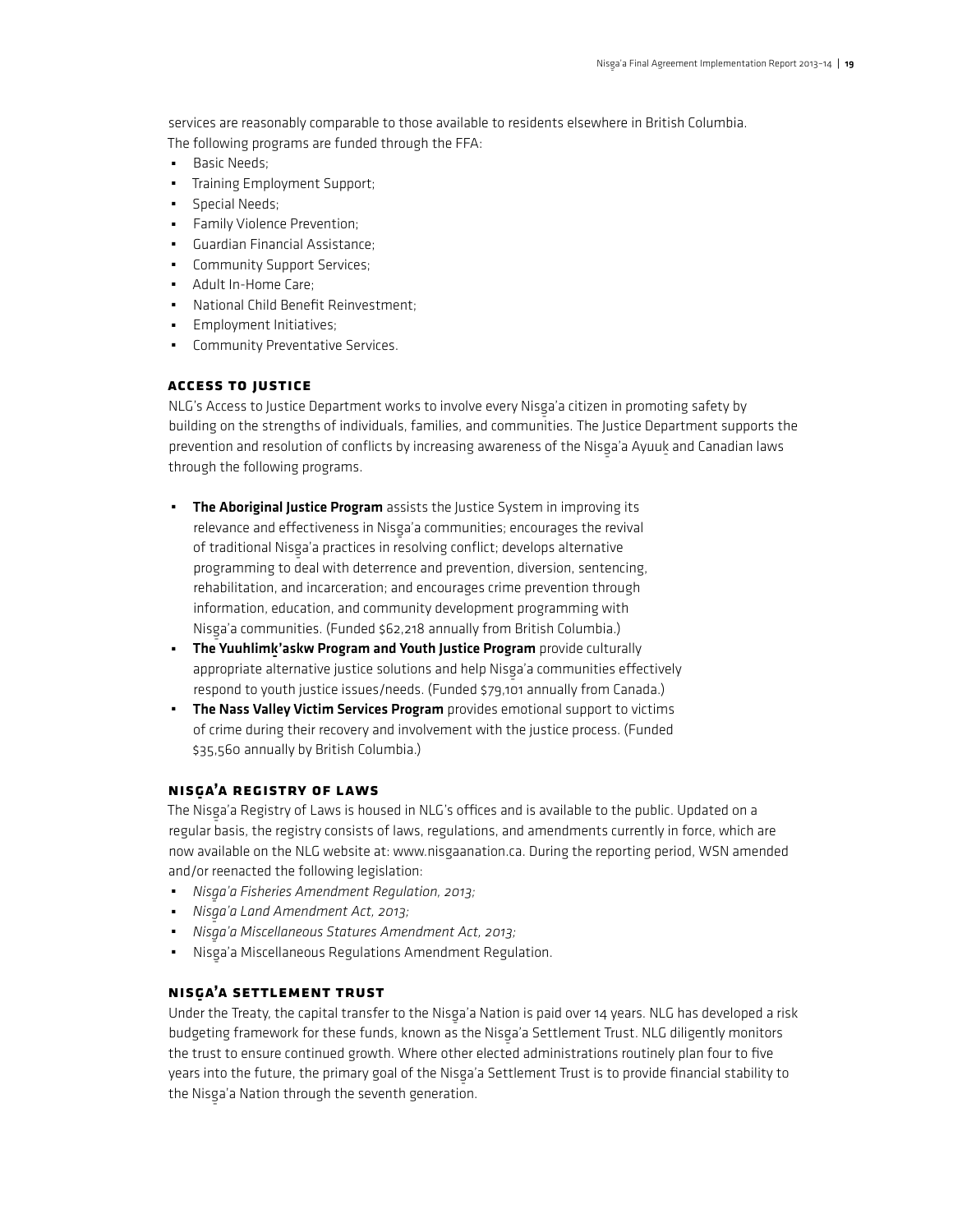services are reasonably comparable to those available to residents elsewhere in British Columbia. The following programs are funded through the FFA:

- Basic Needs;
- Training Employment Support;
- Special Needs;
- Family Violence Prevention;
- Guardian Financial Assistance;
- Community Support Services;
- Adult In-Home Care;
- National Child Benefit Reinvestment;
- Employment Initiatives;
- Community Preventative Services.

### Access to Justice

NLG's Access to Justice Department works to involve every Nisg̱a'a citizen in promoting safety by building on the strengths of individuals, families, and communities. The Justice Department supports the prevention and resolution of conflicts by increasing awareness of the Nisg̱a'a Ayuuk̲ and Canadian laws through the following programs.

- **The Aboriginal Justice Program** assists the Justice System in improving its relevance and effectiveness in Nisg̱a'a communities; encourages the revival of traditional Nisg̱a'a practices in resolving conflict; develops alternative programming to deal with deterrence and prevention, diversion, sentencing, rehabilitation, and incarceration; and encourages crime prevention through information, education, and community development programming with Nisg̱a'a communities. (Funded $62,218 annually from British Columbia.)
- **The Yuuhlimk̲'askw Program and Youth Justice Program** provide culturally appropriate alternative justice solutions and help Nisg̱a'a communities effectively respond to youth justice issues/needs. (Funded $79,101 annually from Canada.)
- **The Nass Valley Victim Services Program** provides emotional support to victims of crime during their recovery and involvement with the justice process. (Funded $35,560 annually by British Columbia.)

### Nisg̱a'a Registry of Laws

The Nisg̱a'a Registry of Laws is housed in NLG's offices and is available to the public. Updated on a regular basis, the registry consists of laws, regulations, and amendments currently in force, which are now available on the NLG website at: www.nisgaanation.ca. During the reporting period, WSN amended and/or reenacted the following legislation:

- *Nisg̱a'a Fisheries Amendment Regulation, 2013;*
- *Nisg̱a'a Land Amendment Act, 2013;*
- *Nisg̱a'a Miscellaneous Statures Amendment Act, 2013;*
- Nisg̱a'a Miscellaneous Regulations Amendment Regulation.

### Nisg̱a'a Settlement Trust

Under the Treaty, the capital transfer to the Nisg̱a'a Nation is paid over 14 years. NLG has developed a risk budgeting framework for these funds, known as the Nisg̱a'a Settlement Trust. NLG diligently monitors the trust to ensure continued growth. Where other elected administrations routinely plan four to five years into the future, the primary goal of the Nisg̱a'a Settlement Trust is to provide financial stability to the Nisg̱a'a Nation through the seventh generation.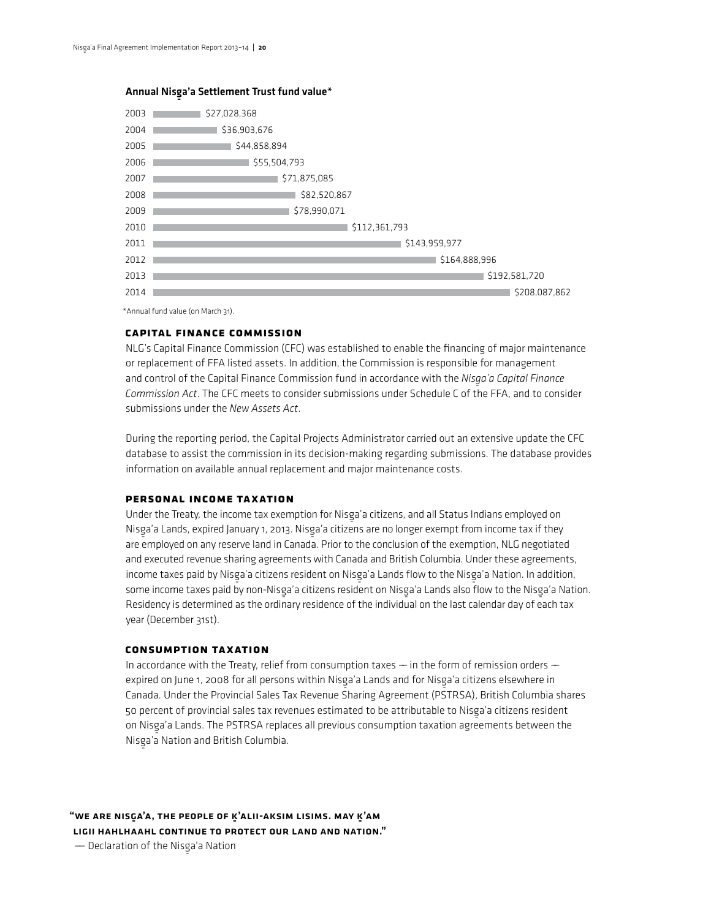**Annual Nisg̱a'a Settlement Trust fund value***

2003 $27,028,368
2004 $36,903,676
2005 $44,858,894
2006 $55,504,793
2007 $71,875,085
2008 $82,520,867
2009 $78,990,071
2010 $112,361,793
2011 $143,959,977
2012 $164,888,996
2013 $192,581,720
2014 $208,087,862

*Annual fund value (on March 31).

### CAPITAL FINANCE COMMISSION

NLG's Capital Finance Commission (CFC) was established to enable the financing of major maintenance or replacement of FFA listed assets. In addition, the Commission is responsible for management and control of the Capital Finance Commission fund in accordance with the *Nisg̱a'a Capital Finance Commission Act*. The CFC meets to consider submissions under Schedule C of the FFA, and to consider submissions under the *New Assets Act*.

During the reporting period, the Capital Projects Administrator carried out an extensive update the CFC database to assist the commission in its decision-making regarding submissions. The database provides information on available annual replacement and major maintenance costs.

### PERSONAL INCOME TAXATION

Under the Treaty, the income tax exemption for Nisg̱a'a citizens, and all Status Indians employed on Nisg̱a'a Lands, expired January 1, 2013. Nisg̱a'a citizens are no longer exempt from income tax if they are employed on any reserve land in Canada. Prior to the conclusion of the exemption, NLG negotiated and executed revenue sharing agreements with Canada and British Columbia. Under these agreements, income taxes paid by Nisg̱a'a citizens resident on Nisg̱a'a Lands flow to the Nisg̱a'a Nation. In addition, some income taxes paid by non-Nisg̱a'a citizens resident on Nisg̱a'a Lands also flow to the Nisg̱a'a Nation. Residency is determined as the ordinary residence of the individual on the last calendar day of each tax year (December 31st).

### CONSUMPTION TAXATION

In accordance with the Treaty, relief from consumption taxes — in the form of remission orders — expired on June 1, 2008 for all persons within Nisg̱a'a Lands and for Nisg̱a'a citizens elsewhere in Canada. Under the Provincial Sales Tax Revenue Sharing Agreement (PSTRSA), British Columbia shares 50 percent of provincial sales tax revenues estimated to be attributable to Nisg̱a'a citizens resident on Nisg̱a'a Lands. The PSTRSA replaces all previous consumption taxation agreements between the Nisg̱a'a Nation and British Columbia.

**"WE ARE NISG̱A'A, THE PEOPLE OF K̲'ALII-AKSIM LISIMS. MAY K̲'AM LIGII HAHLHAAHL CONTINUE TO PROTECT OUR LAND AND NATION."**

— Declaration of the Nisg̱a'a Nation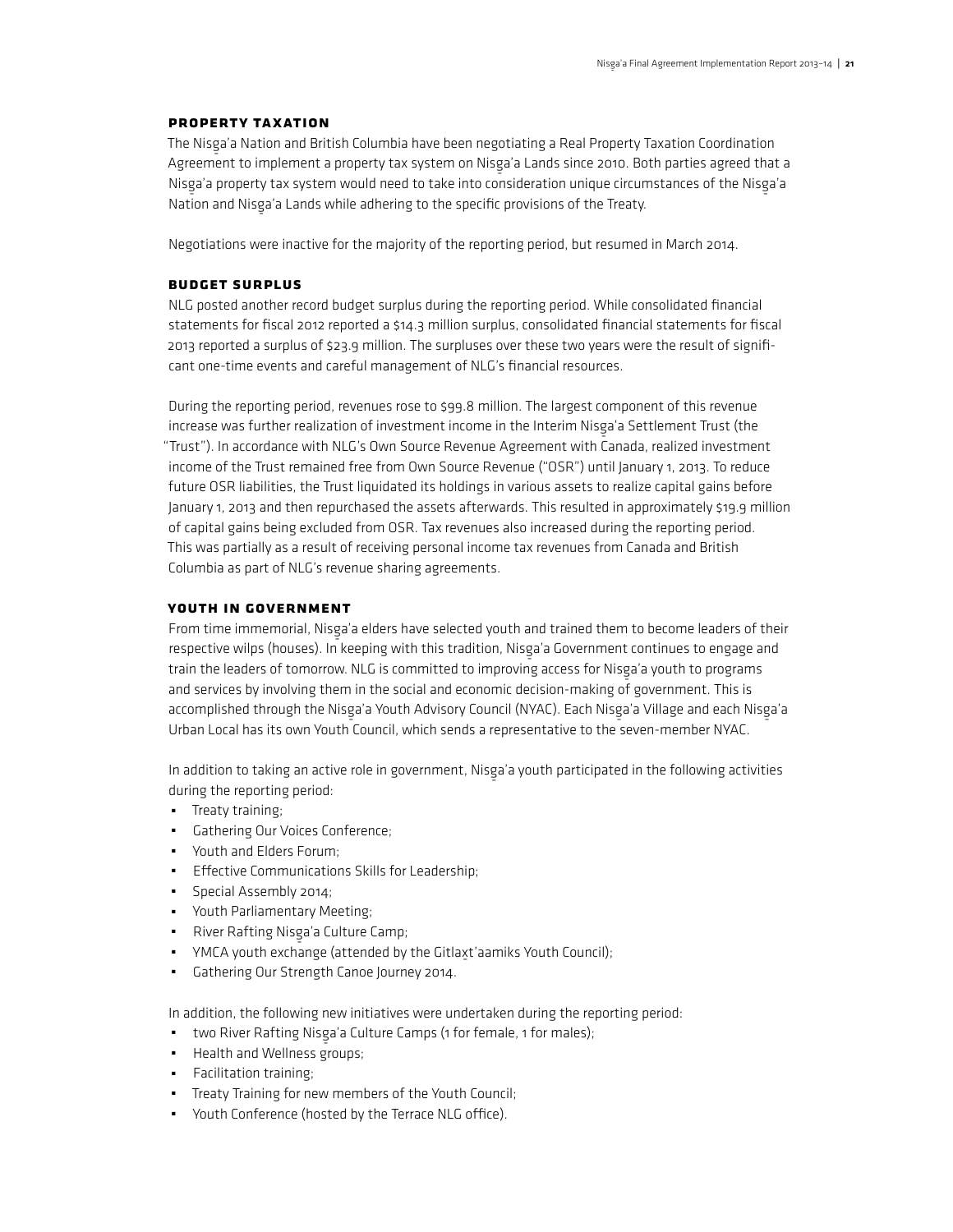### PROPERTY TAXATION

The Nisg̲a'a Nation and British Columbia have been negotiating a Real Property Taxation Coordination Agreement to implement a property tax system on Nisg̲a'a Lands since 2010. Both parties agreed that a Nisg̲a'a property tax system would need to take into consideration unique circumstances of the Nisg̲a'a Nation and Nisg̲a'a Lands while adhering to the specific provisions of the Treaty.

Negotiations were inactive for the majority of the reporting period, but resumed in March 2014.

### BUDGET SURPLUS

NLG posted another record budget surplus during the reporting period. While consolidated financial statements for fiscal 2012 reported a $14.3 million surplus, consolidated financial statements for fiscal 2013 reported a surplus of $23.9 million. The surpluses over these two years were the result of significant one-time events and careful management of NLG's financial resources.

During the reporting period, revenues rose to $99.8 million. The largest component of this revenue increase was further realization of investment income in the Interim Nisg̲a'a Settlement Trust (the "Trust"). In accordance with NLG's Own Source Revenue Agreement with Canada, realized investment income of the Trust remained free from Own Source Revenue ("OSR") until January 1, 2013. To reduce future OSR liabilities, the Trust liquidated its holdings in various assets to realize capital gains before January 1, 2013 and then repurchased the assets afterwards. This resulted in approximately $19.9 million of capital gains being excluded from OSR. Tax revenues also increased during the reporting period. This was partially as a result of receiving personal income tax revenues from Canada and British Columbia as part of NLG's revenue sharing agreements.

### YOUTH IN GOVERNMENT

From time immemorial, Nisg̲a'a elders have selected youth and trained them to become leaders of their respective wilps (houses). In keeping with this tradition, Nisg̲a'a Government continues to engage and train the leaders of tomorrow. NLG is committed to improving access for Nisg̲a'a youth to programs and services by involving them in the social and economic decision-making of government. This is accomplished through the Nisg̲a'a Youth Advisory Council (NYAC). Each Nisg̲a'a Village and each Nisg̲a'a Urban Local has its own Youth Council, which sends a representative to the seven-member NYAC.

In addition to taking an active role in government, Nisg̲a'a youth participated in the following activities during the reporting period:

- Treaty training;
- Gathering Our Voices Conference;
- Youth and Elders Forum;
- Effective Communications Skills for Leadership;
- Special Assembly 2014;
- Youth Parliamentary Meeting;
- River Rafting Nisg̲a'a Culture Camp;
- YMCA youth exchange (attended by the Gitlax̲t'aamiks Youth Council);
- Gathering Our Strength Canoe Journey 2014.

In addition, the following new initiatives were undertaken during the reporting period:

- two River Rafting Nisg̲a'a Culture Camps (1 for female, 1 for males);
- Health and Wellness groups;
- Facilitation training;
- Treaty Training for new members of the Youth Council;
- Youth Conference (hosted by the Terrace NLG office).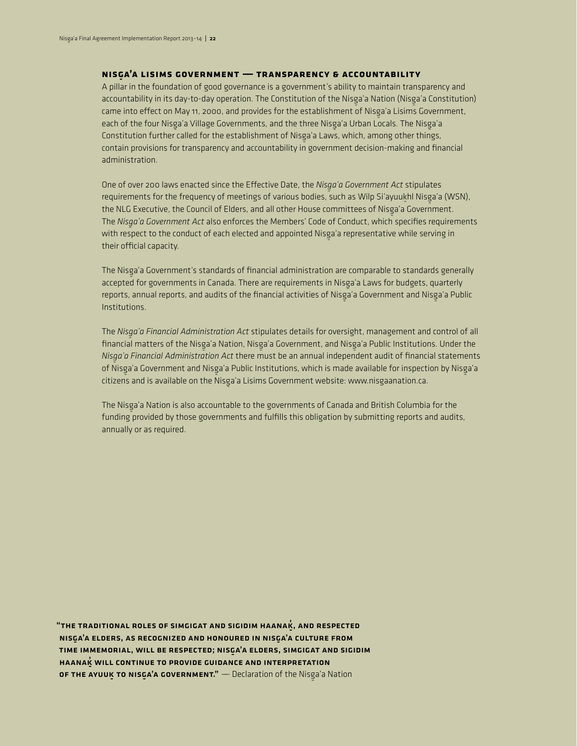## NISG̱A'A LISIMS GOVERNMENT — TRANSPARENCY & ACCOUNTABILITY

A pillar in the foundation of good governance is a government's ability to maintain transparency and accountability in its day-to-day operation. The Constitution of the Nisg̱a'a Nation (Nisg̱a'a Constitution) came into effect on May 11, 2000, and provides for the establishment of Nisg̱a'a Lisims Government, each of the four Nisg̱a'a Village Governments, and the three Nisg̱a'a Urban Locals. The Nisg̱a'a Constitution further called for the establishment of Nisg̱a'a Laws, which, among other things, contain provisions for transparency and accountability in government decision-making and financial administration.

One of over 200 laws enacted since the Effective Date, the *Nisg̱a'a Government Act* stipulates requirements for the frequency of meetings of various bodies, such as Wilp Si'ayuuk̲hl Nisg̱a'a (WSN), the NLG Executive, the Council of Elders, and all other House committees of Nisg̱a'a Government. The *Nisg̱a'a Government Act* also enforces the Members' Code of Conduct, which specifies requirements with respect to the conduct of each elected and appointed Nisg̱a'a representative while serving in their official capacity.

The Nisg̱a'a Government's standards of financial administration are comparable to standards generally accepted for governments in Canada. There are requirements in Nisg̱a'a Laws for budgets, quarterly reports, annual reports, and audits of the financial activities of Nisg̱a'a Government and Nisg̱a'a Public Institutions.

The *Nisg̱a'a Financial Administration Act* stipulates details for oversight, management and control of all financial matters of the Nisg̱a'a Nation, Nisg̱a'a Government, and Nisg̱a'a Public Institutions. Under the *Nisg̱a'a Financial Administration Act* there must be an annual independent audit of financial statements of Nisg̱a'a Government and Nisg̱a'a Public Institutions, which is made available for inspection by Nisg̱a'a citizens and is available on the Nisg̱a'a Lisims Government website: www.nisgaanation.ca.

The Nisg̱a'a Nation is also accountable to the governments of Canada and British Columbia for the funding provided by those governments and fulfills this obligation by submitting reports and audits, annually or as required.

**"THE TRADITIONAL ROLES OF SIMGIGAT AND SIGIDIM HAANAK̲', AND RESPECTED NISG̱A'A ELDERS, AS RECOGNIZED AND HONOURED IN NISG̱A'A CULTURE FROM TIME IMMEMORIAL, WILL BE RESPECTED; NISG̱A'A ELDERS, SIMGIGAT AND SIGIDIM HAANAK̲' WILL CONTINUE TO PROVIDE GUIDANCE AND INTERPRETATION OF THE AYUUK̲ TO NISG̱A'A GOVERNMENT."** — Declaration of the Nisg̱a'a Nation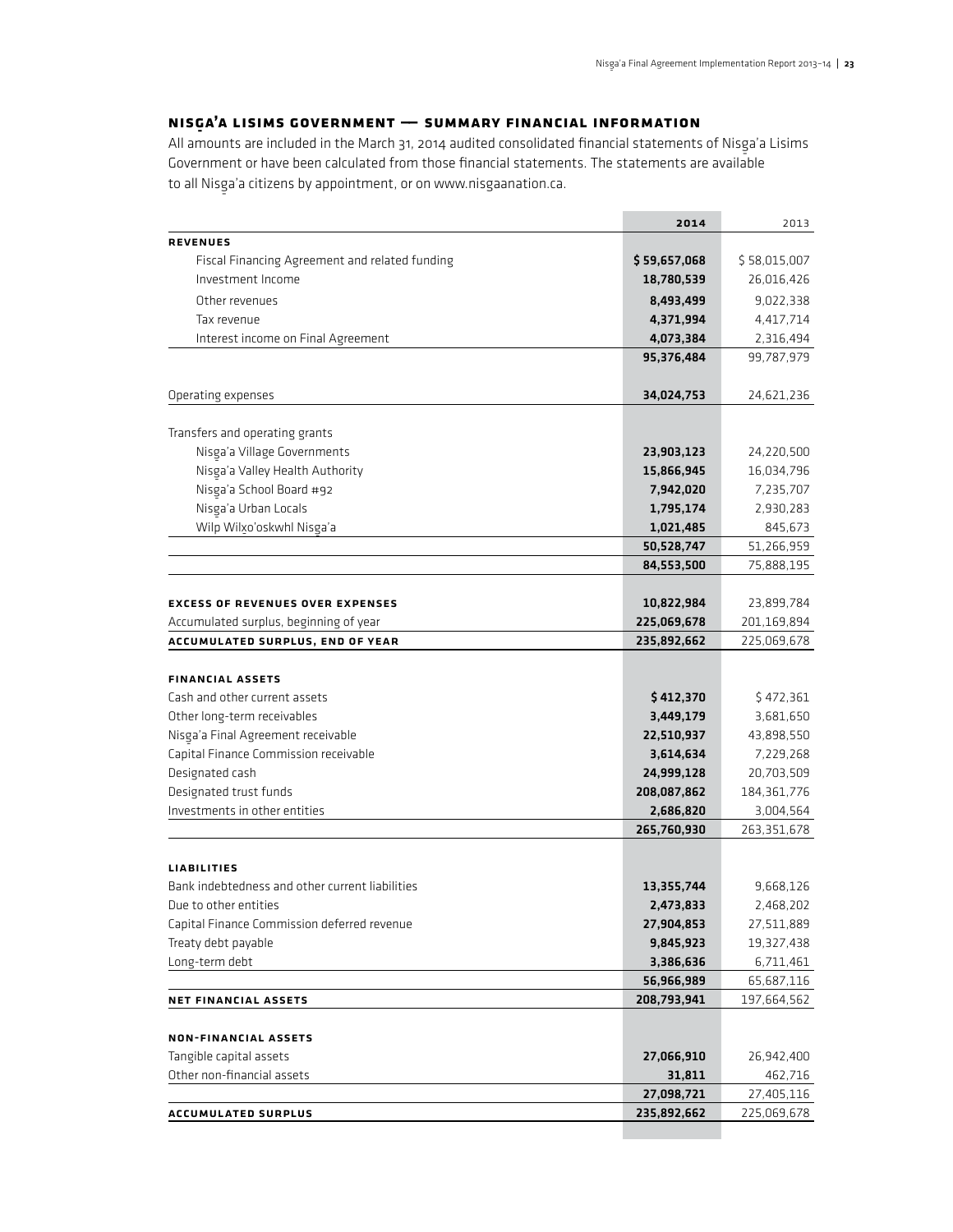## Nisg̱a'a Lisims Government — Summary Financial Information

All amounts are included in the March 31, 2014 audited consolidated financial statements of Nisg̱a'a Lisims Government or have been calculated from those financial statements. The statements are available to all Nisg̱a'a citizens by appointment, or on www.nisgaanation.ca.

| | 2014 | 2013 |
|---|---|---|
| **REVENUES** | | |
| Fiscal Financing Agreement and related funding | **$ 59,657,068** | $ 58,015,007 |
| Investment Income | **18,780,539** | 26,016,426 |
| Other revenues | **8,493,499** | 9,022,338 |
| Tax revenue | **4,371,994** | 4,417,714 |
| Interest income on Final Agreement | **4,073,384** | 2,316,494 |
| | **95,376,484** | 99,787,979 |
| Operating expenses | **34,024,753** | 24,621,236 |
| Transfers and operating grants | | |
| Nisg̱a'a Village Governments | **23,903,123** | 24,220,500 |
| Nisg̱a'a Valley Health Authority | **15,866,945** | 16,034,796 |
| Nisg̱a'a School Board #92 | **7,942,020** | 7,235,707 |
| Nisg̱a'a Urban Locals | **1,795,174** | 2,930,283 |
| Wilp Wilx̱o'oskwhl Nisg̱a'a | **1,021,485** | 845,673 |
| | **50,528,747** | 51,266,959 |
| | **84,553,500** | 75,888,195 |
| **EXCESS OF REVENUES OVER EXPENSES** | **10,822,984** | 23,899,784 |
| Accumulated surplus, beginning of year | **225,069,678** | 201,169,894 |
| **ACCUMULATED SURPLUS, END OF YEAR** | **235,892,662** | 225,069,678 |
| **FINANCIAL ASSETS** | | |
| Cash and other current assets | **$ 412,370** | $ 472,361 |
| Other long-term receivables | **3,449,179** | 3,681,650 |
| Nisg̱a'a Final Agreement receivable | **22,510,937** | 43,898,550 |
| Capital Finance Commission receivable | **3,614,634** | 7,229,268 |
| Designated cash | **24,999,128** | 20,703,509 |
| Designated trust funds | **208,087,862** | 184,361,776 |
| Investments in other entities | **2,686,820** | 3,004,564 |
| | **265,760,930** | 263,351,678 |
| **LIABILITIES** | | |
| Bank indebtedness and other current liabilities | **13,355,744** | 9,668,126 |
| Due to other entities | **2,473,833** | 2,468,202 |
| Capital Finance Commission deferred revenue | **27,904,853** | 27,511,889 |
| Treaty debt payable | **9,845,923** | 19,327,438 |
| Long-term debt | **3,386,636** | 6,711,461 |
| | **56,966,989** | 65,687,116 |
| **NET FINANCIAL ASSETS** | **208,793,941** | 197,664,562 |
| **NON-FINANCIAL ASSETS** | | |
| Tangible capital assets | **27,066,910** | 26,942,400 |
| Other non-financial assets | **31,811** | 462,716 |
| | **27,098,721** | 27,405,116 |
| **ACCUMULATED SURPLUS** | **235,892,662** | 225,069,678 |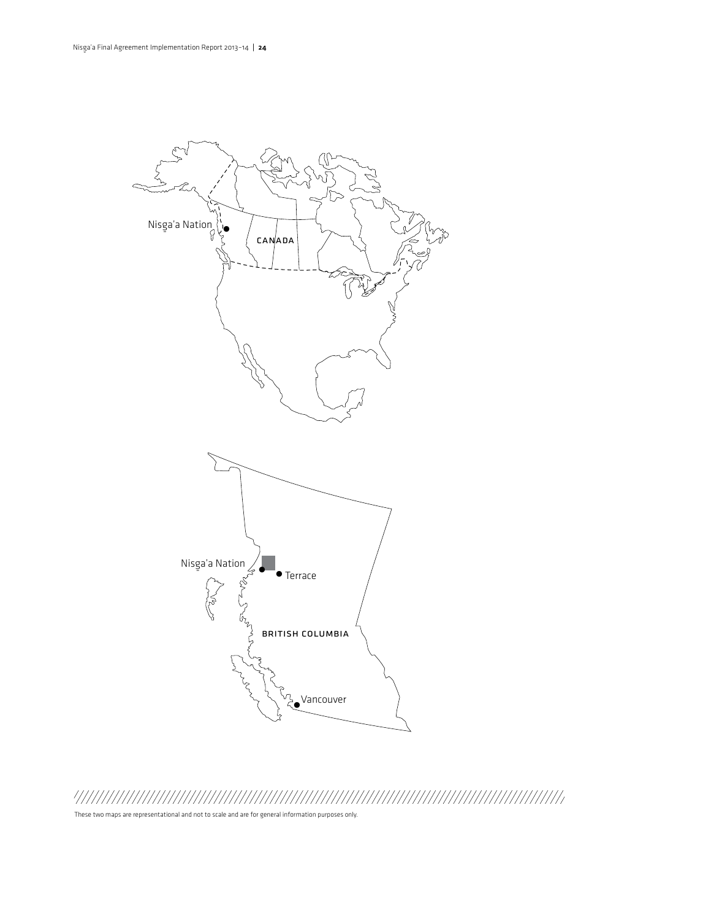Nisg̲a'a Nation

CANADA

Nisg̲a'a Nation

Terrace

BRITISH COLUMBIA

Vancouver

These two maps are representational and not to scale and are for general information purposes only.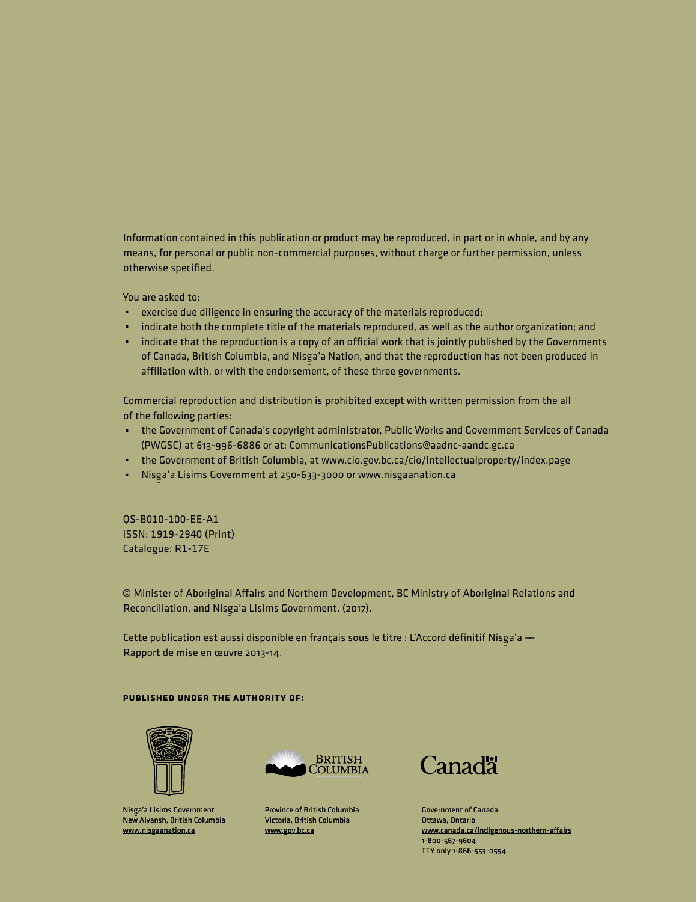Information contained in this publication or product may be reproduced, in part or in whole, and by any means, for personal or public non-commercial purposes, without charge or further permission, unless otherwise specified.

You are asked to:

- exercise due diligence in ensuring the accuracy of the materials reproduced;
- indicate both the complete title of the materials reproduced, as well as the author organization; and
- indicate that the reproduction is a copy of an official work that is jointly published by the Governments of Canada, British Columbia, and Nisg̱a'a Nation, and that the reproduction has not been produced in affiliation with, or with the endorsement, of these three governments.

Commercial reproduction and distribution is prohibited except with written permission from the all of the following parties:

- the Government of Canada's copyright administrator, Public Works and Government Services of Canada (PWGSC) at 613-996-6886 or at: CommunicationsPublications@aadnc-aandc.gc.ca
- the Government of British Columbia, at www.cio.gov.bc.ca/cio/intellectualproperty/index.page
- Nisg̱a'a Lisims Government at 250-633-3000 or www.nisgaanation.ca

QS-B010-100-EE-A1
ISSN: 1919-2940 (Print)
Catalogue: R1-17E

© Minister of Aboriginal Affairs and Northern Development, BC Ministry of Aboriginal Relations and Reconciliation, and Nisg̱a'a Lisims Government, (2017).

Cette publication est aussi disponible en français sous le titre : L'Accord définitif Nisg̱a'a — Rapport de mise en œuvre 2013-14.

**PUBLISHED UNDER THE AUTHORITY OF:**

Nisg̱a'a Lisims Government
New Aiyansh, British Columbia
www.nisgaanation.ca

Province of British Columbia
Victoria, British Columbia
www.gov.bc.ca

Government of Canada
Ottawa, Ontario
www.canada.ca/indigenous-northern-affairs
1-800-567-9604
TTY only 1-866-553-0554